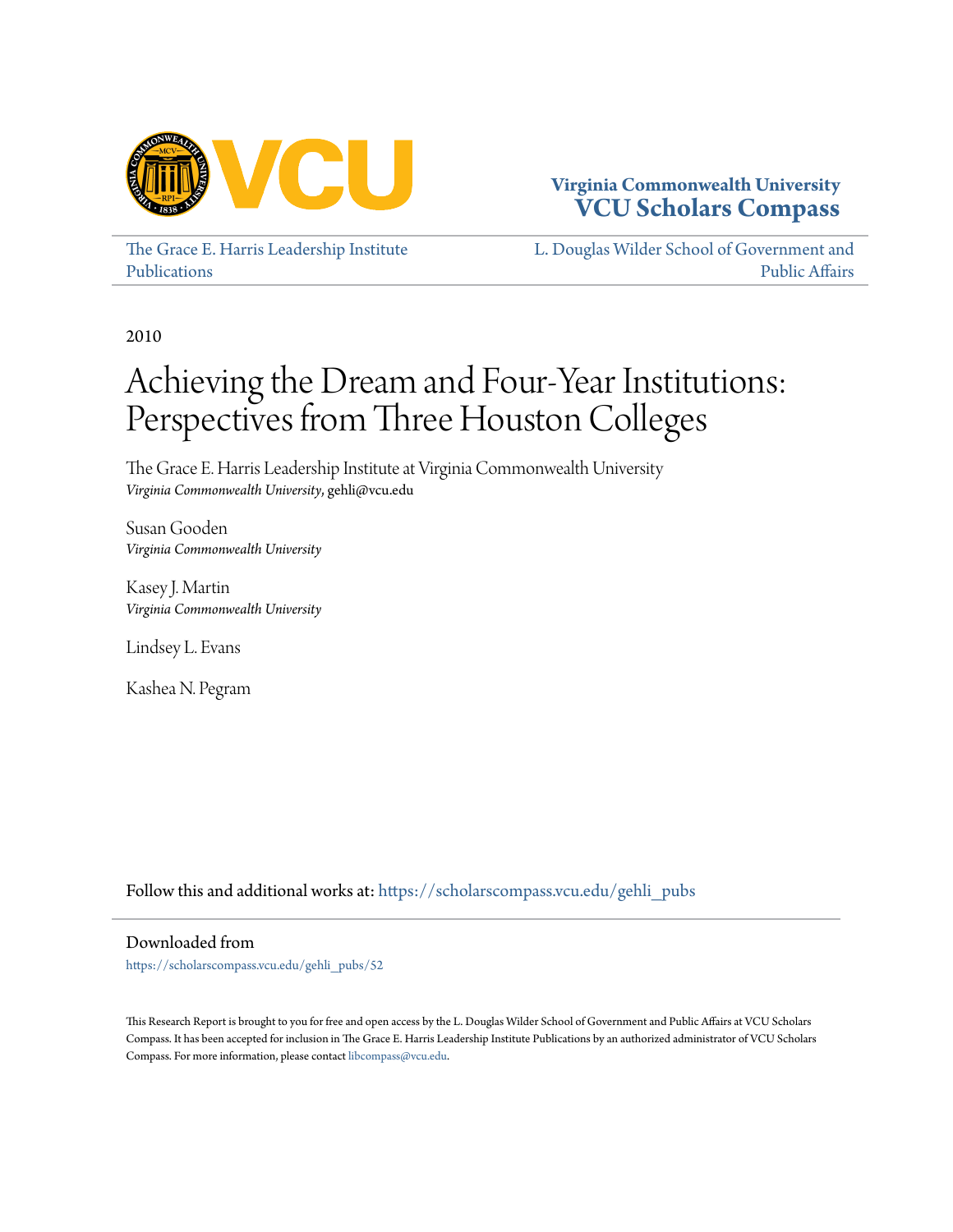Virginia Commonwealth University
**VCU Scholars Compass**

The Grace E. Harris Leadership Institute Publications

L. Douglas Wilder School of Government and Public Affairs

2010

# Achieving the Dream and Four-Year Institutions: Perspectives from Three Houston Colleges

The Grace E. Harris Leadership Institute at Virginia Commonwealth University
*Virginia Commonwealth University*, gehli@vcu.edu

Susan Gooden
*Virginia Commonwealth University*

Kasey J. Martin
*Virginia Commonwealth University*

Lindsey L. Evans

Kashea N. Pegram

Follow this and additional works at: https://scholarscompass.vcu.edu/gehli_pubs

Downloaded from

https://scholarscompass.vcu.edu/gehli_pubs/52

This Research Report is brought to you for free and open access by the L. Douglas Wilder School of Government and Public Affairs at VCU Scholars Compass. It has been accepted for inclusion in The Grace E. Harris Leadership Institute Publications by an authorized administrator of VCU Scholars Compass. For more information, please contact libcompass@vcu.edu.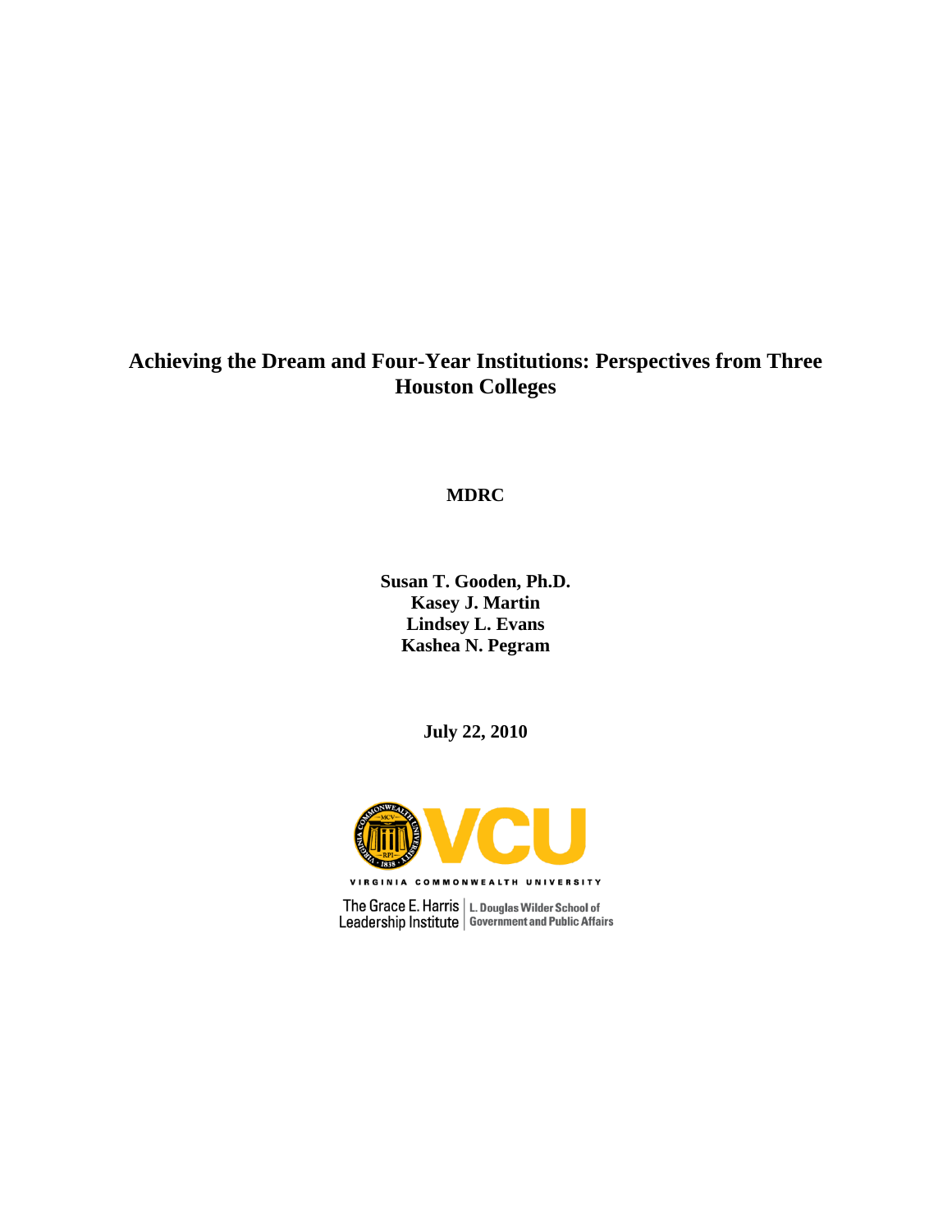# Achieving the Dream and Four-Year Institutions: Perspectives from Three Houston Colleges

**MDRC**

**Susan T. Gooden, Ph.D.**
**Kasey J. Martin**
**Lindsey L. Evans**
**Kashea N. Pegram**

**July 22, 2010**

VIRGINIA COMMONWEALTH UNIVERSITY

The Grace E. Harris Leadership Institute | L. Douglas Wilder School of Government and Public Affairs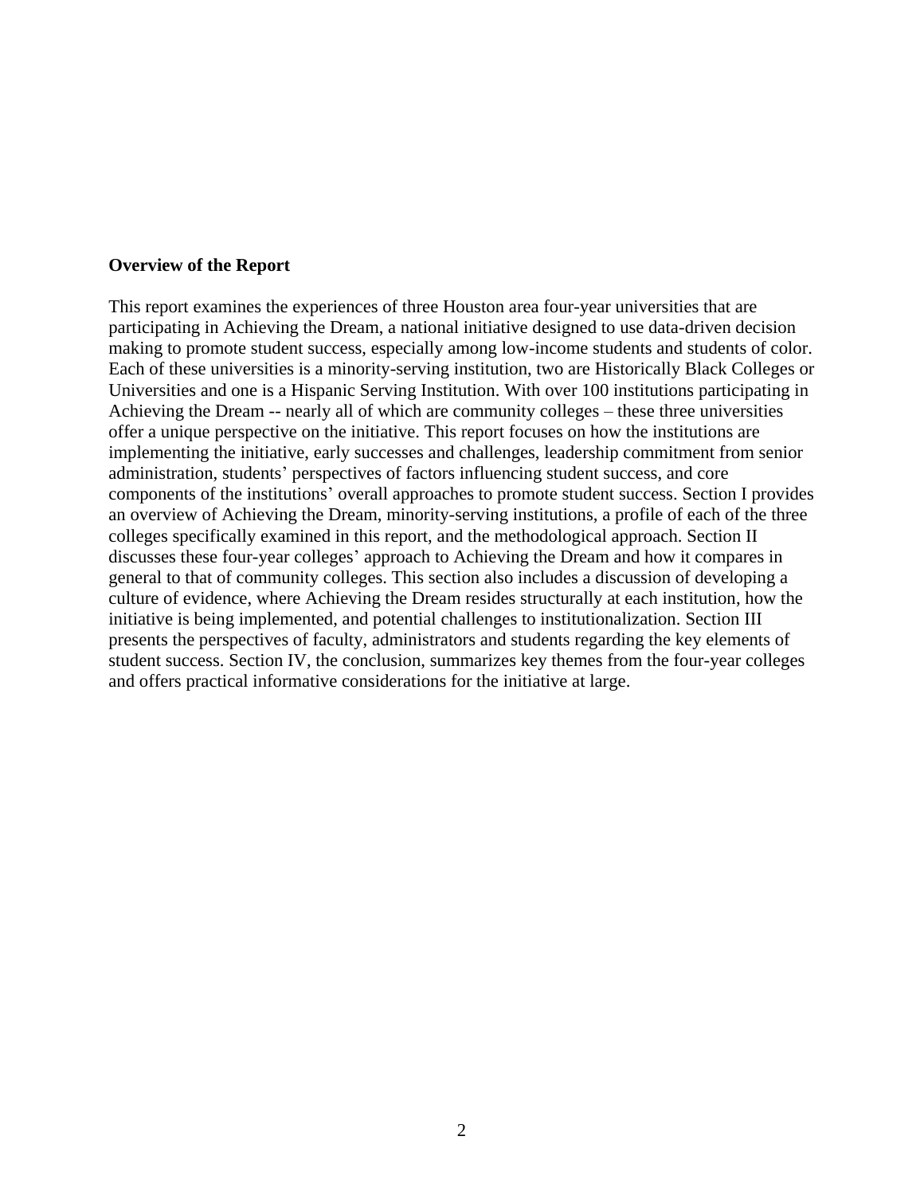**Overview of the Report**

This report examines the experiences of three Houston area four-year universities that are participating in Achieving the Dream, a national initiative designed to use data-driven decision making to promote student success, especially among low-income students and students of color. Each of these universities is a minority-serving institution, two are Historically Black Colleges or Universities and one is a Hispanic Serving Institution. With over 100 institutions participating in Achieving the Dream -- nearly all of which are community colleges – these three universities offer a unique perspective on the initiative. This report focuses on how the institutions are implementing the initiative, early successes and challenges, leadership commitment from senior administration, students' perspectives of factors influencing student success, and core components of the institutions' overall approaches to promote student success. Section I provides an overview of Achieving the Dream, minority-serving institutions, a profile of each of the three colleges specifically examined in this report, and the methodological approach. Section II discusses these four-year colleges' approach to Achieving the Dream and how it compares in general to that of community colleges. This section also includes a discussion of developing a culture of evidence, where Achieving the Dream resides structurally at each institution, how the initiative is being implemented, and potential challenges to institutionalization. Section III presents the perspectives of faculty, administrators and students regarding the key elements of student success. Section IV, the conclusion, summarizes key themes from the four-year colleges and offers practical informative considerations for the initiative at large.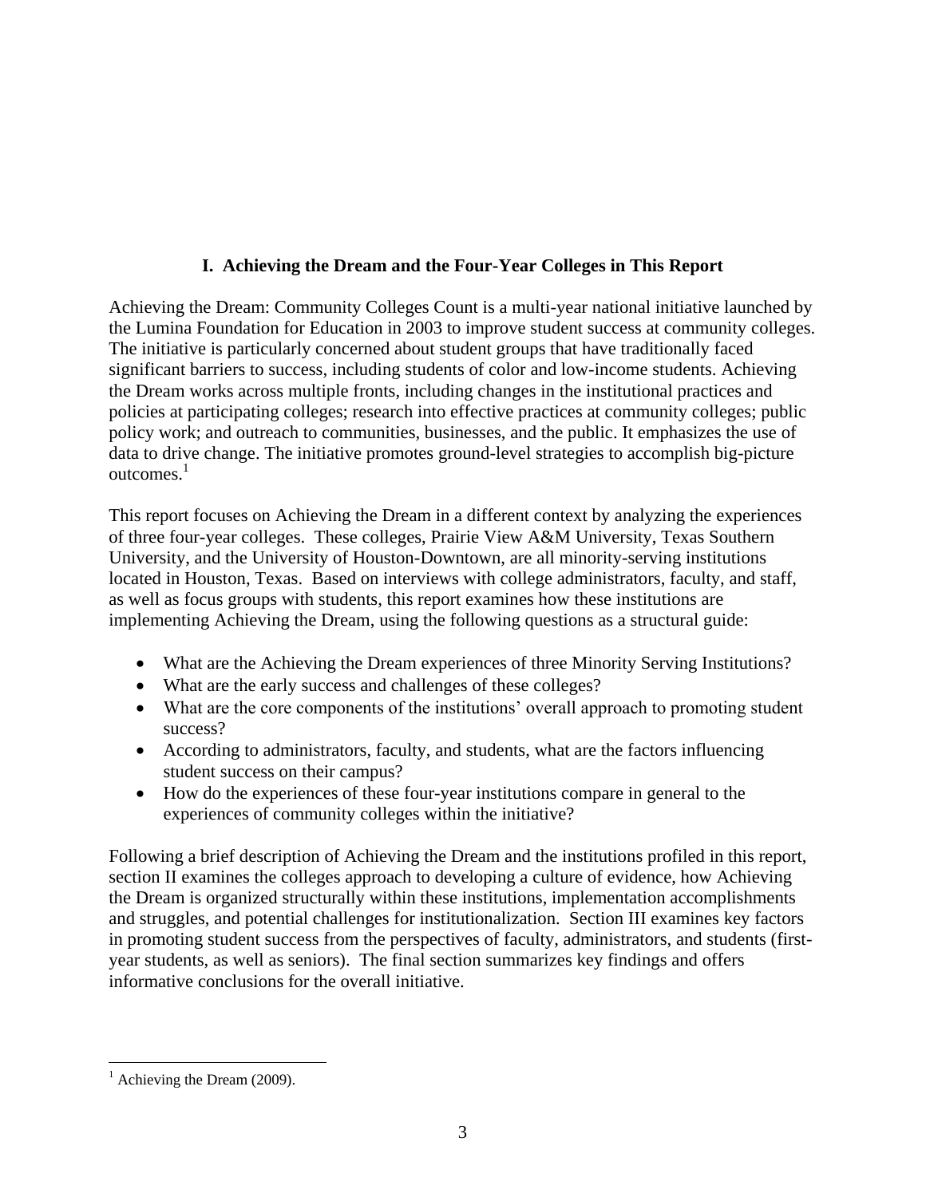## I. Achieving the Dream and the Four-Year Colleges in This Report

Achieving the Dream: Community Colleges Count is a multi-year national initiative launched by the Lumina Foundation for Education in 2003 to improve student success at community colleges. The initiative is particularly concerned about student groups that have traditionally faced significant barriers to success, including students of color and low-income students. Achieving the Dream works across multiple fronts, including changes in the institutional practices and policies at participating colleges; research into effective practices at community colleges; public policy work; and outreach to communities, businesses, and the public. It emphasizes the use of data to drive change. The initiative promotes ground-level strategies to accomplish big-picture outcomes.[1]

This report focuses on Achieving the Dream in a different context by analyzing the experiences of three four-year colleges. These colleges, Prairie View A&M University, Texas Southern University, and the University of Houston-Downtown, are all minority-serving institutions located in Houston, Texas. Based on interviews with college administrators, faculty, and staff, as well as focus groups with students, this report examines how these institutions are implementing Achieving the Dream, using the following questions as a structural guide:

- What are the Achieving the Dream experiences of three Minority Serving Institutions?
- What are the early success and challenges of these colleges?
- What are the core components of the institutions' overall approach to promoting student success?
- According to administrators, faculty, and students, what are the factors influencing student success on their campus?
- How do the experiences of these four-year institutions compare in general to the experiences of community colleges within the initiative?

Following a brief description of Achieving the Dream and the institutions profiled in this report, section II examines the colleges approach to developing a culture of evidence, how Achieving the Dream is organized structurally within these institutions, implementation accomplishments and struggles, and potential challenges for institutionalization. Section III examines key factors in promoting student success from the perspectives of faculty, administrators, and students (first-year students, as well as seniors). The final section summarizes key findings and offers informative conclusions for the overall initiative.

---

[1] Achieving the Dream (2009).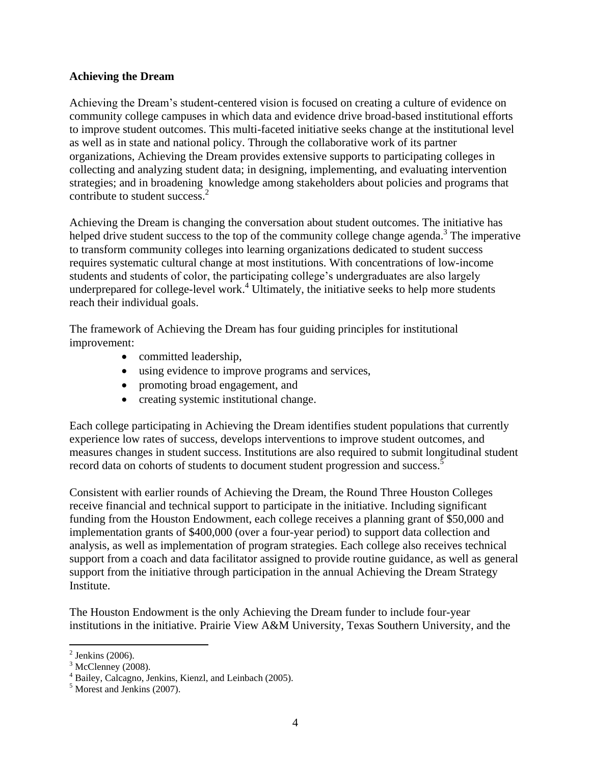**Achieving the Dream**

Achieving the Dream's student-centered vision is focused on creating a culture of evidence on community college campuses in which data and evidence drive broad-based institutional efforts to improve student outcomes. This multi-faceted initiative seeks change at the institutional level as well as in state and national policy. Through the collaborative work of its partner organizations, Achieving the Dream provides extensive supports to participating colleges in collecting and analyzing student data; in designing, implementing, and evaluating intervention strategies; and in broadening knowledge among stakeholders about policies and programs that contribute to student success.[2]

Achieving the Dream is changing the conversation about student outcomes. The initiative has helped drive student success to the top of the community college change agenda.[3] The imperative to transform community colleges into learning organizations dedicated to student success requires systematic cultural change at most institutions. With concentrations of low-income students and students of color, the participating college's undergraduates are also largely underprepared for college-level work.[4] Ultimately, the initiative seeks to help more students reach their individual goals.

The framework of Achieving the Dream has four guiding principles for institutional improvement:

- committed leadership,
- using evidence to improve programs and services,
- promoting broad engagement, and
- creating systemic institutional change.

Each college participating in Achieving the Dream identifies student populations that currently experience low rates of success, develops interventions to improve student outcomes, and measures changes in student success. Institutions are also required to submit longitudinal student record data on cohorts of students to document student progression and success.[5]

Consistent with earlier rounds of Achieving the Dream, the Round Three Houston Colleges receive financial and technical support to participate in the initiative. Including significant funding from the Houston Endowment, each college receives a planning grant of $50,000 and implementation grants of $400,000 (over a four-year period) to support data collection and analysis, as well as implementation of program strategies. Each college also receives technical support from a coach and data facilitator assigned to provide routine guidance, as well as general support from the initiative through participation in the annual Achieving the Dream Strategy Institute.

The Houston Endowment is the only Achieving the Dream funder to include four-year institutions in the initiative. Prairie View A&M University, Texas Southern University, and the

---

[2] Jenkins (2006).
[3] McClenney (2008).
[4] Bailey, Calcagno, Jenkins, Kienzl, and Leinbach (2005).
[5] Morest and Jenkins (2007).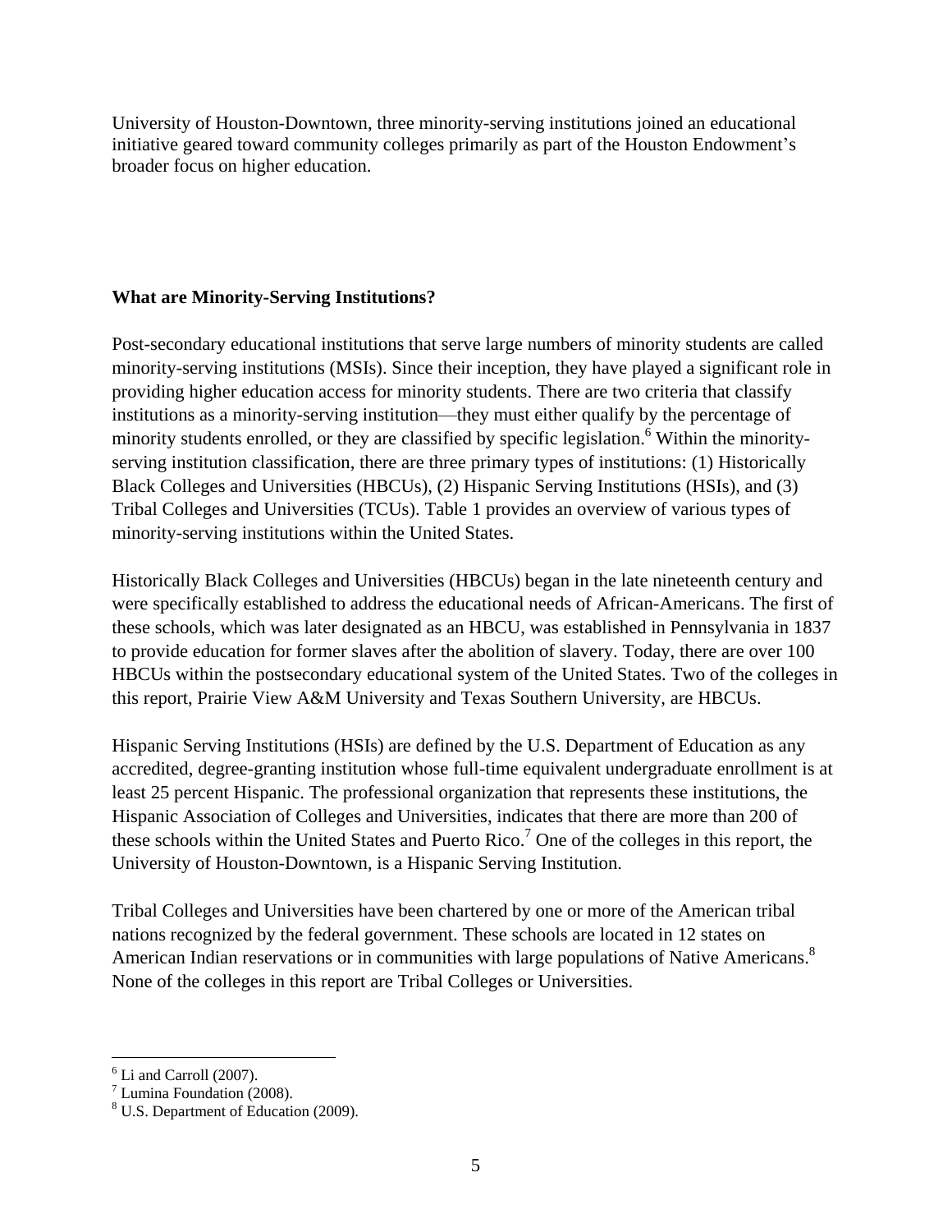University of Houston-Downtown, three minority-serving institutions joined an educational initiative geared toward community colleges primarily as part of the Houston Endowment's broader focus on higher education.

## What are Minority-Serving Institutions?

Post-secondary educational institutions that serve large numbers of minority students are called minority-serving institutions (MSIs). Since their inception, they have played a significant role in providing higher education access for minority students. There are two criteria that classify institutions as a minority-serving institution—they must either qualify by the percentage of minority students enrolled, or they are classified by specific legislation.[6] Within the minority-serving institution classification, there are three primary types of institutions: (1) Historically Black Colleges and Universities (HBCUs), (2) Hispanic Serving Institutions (HSIs), and (3) Tribal Colleges and Universities (TCUs). Table 1 provides an overview of various types of minority-serving institutions within the United States.

Historically Black Colleges and Universities (HBCUs) began in the late nineteenth century and were specifically established to address the educational needs of African-Americans. The first of these schools, which was later designated as an HBCU, was established in Pennsylvania in 1837 to provide education for former slaves after the abolition of slavery. Today, there are over 100 HBCUs within the postsecondary educational system of the United States. Two of the colleges in this report, Prairie View A&M University and Texas Southern University, are HBCUs.

Hispanic Serving Institutions (HSIs) are defined by the U.S. Department of Education as any accredited, degree-granting institution whose full-time equivalent undergraduate enrollment is at least 25 percent Hispanic. The professional organization that represents these institutions, the Hispanic Association of Colleges and Universities, indicates that there are more than 200 of these schools within the United States and Puerto Rico.[7] One of the colleges in this report, the University of Houston-Downtown, is a Hispanic Serving Institution.

Tribal Colleges and Universities have been chartered by one or more of the American tribal nations recognized by the federal government. These schools are located in 12 states on American Indian reservations or in communities with large populations of Native Americans.[8] None of the colleges in this report are Tribal Colleges or Universities.

---

[6] Li and Carroll (2007).
[7] Lumina Foundation (2008).
[8] U.S. Department of Education (2009).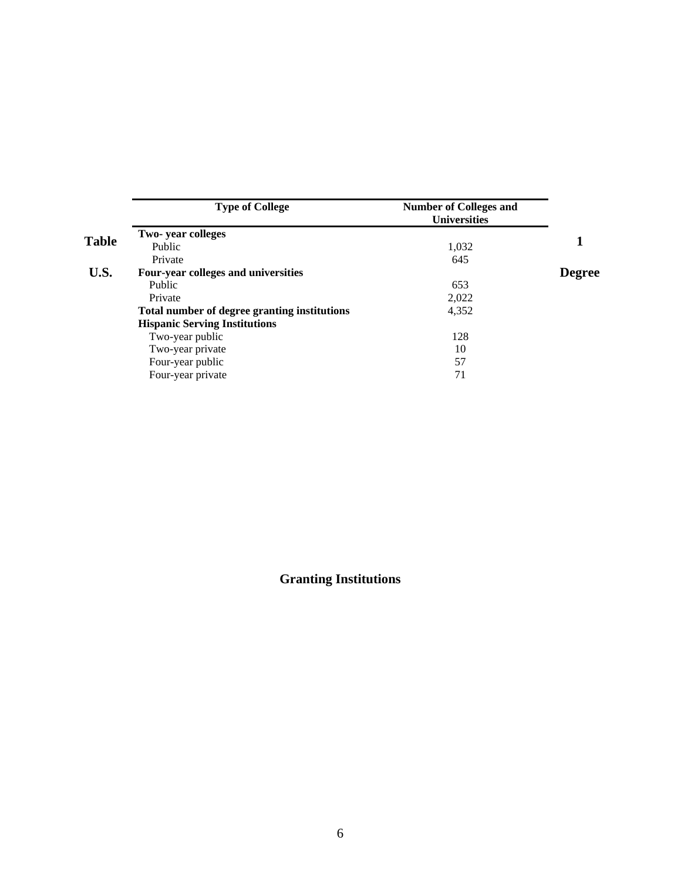**Table 1**

**U.S. Degree Granting Institutions**

| Type of College | Number of Colleges and Universities |
| --- | --- |
| **Two- year colleges** | |
| Public | 1,032 |
| Private | 645 |
| **Four-year colleges and universities** | |
| Public | 653 |
| Private | 2,022 |
| **Total number of degree granting institutions** | 4,352 |
| **Hispanic Serving Institutions** | |
| Two-year public | 128 |
| Two-year private | 10 |
| Four-year public | 57 |
| Four-year private | 71 |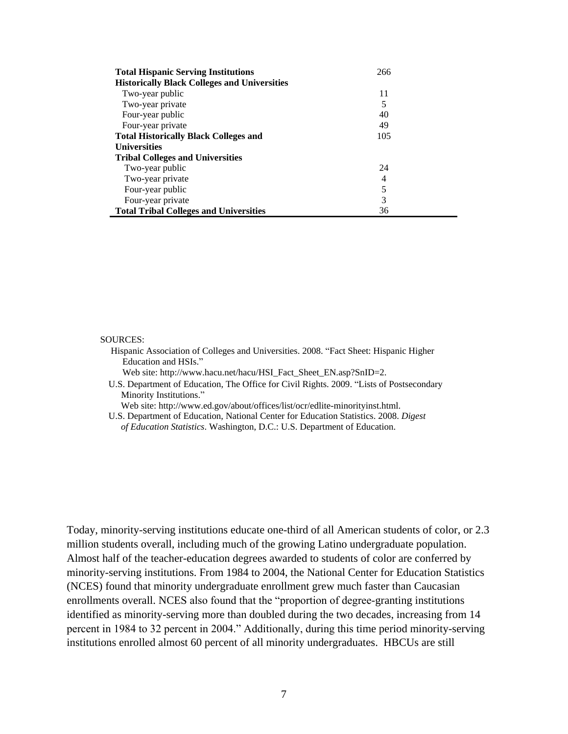| | |
|---|---|
| **Total Hispanic Serving Institutions** | 266 |
| **Historically Black Colleges and Universities** | |
| Two-year public | 11 |
| Two-year private | 5 |
| Four-year public | 40 |
| Four-year private | 49 |
| **Total Historically Black Colleges and Universities** | 105 |
| **Tribal Colleges and Universities** | |
| Two-year public | 24 |
| Two-year private | 4 |
| Four-year public | 5 |
| Four-year private | 3 |
| **Total Tribal Colleges and Universities** | 36 |

SOURCES:

Hispanic Association of Colleges and Universities. 2008. "Fact Sheet: Hispanic Higher Education and HSIs."
Web site: http://www.hacu.net/hacu/HSI_Fact_Sheet_EN.asp?SnID=2.

U.S. Department of Education, The Office for Civil Rights. 2009. "Lists of Postsecondary Minority Institutions."
Web site: http://www.ed.gov/about/offices/list/ocr/edlite-minorityinst.html.

U.S. Department of Education, National Center for Education Statistics. 2008. *Digest of Education Statistics*. Washington, D.C.: U.S. Department of Education.

Today, minority-serving institutions educate one-third of all American students of color, or 2.3 million students overall, including much of the growing Latino undergraduate population. Almost half of the teacher-education degrees awarded to students of color are conferred by minority-serving institutions. From 1984 to 2004, the National Center for Education Statistics (NCES) found that minority undergraduate enrollment grew much faster than Caucasian enrollments overall. NCES also found that the "proportion of degree-granting institutions identified as minority-serving more than doubled during the two decades, increasing from 14 percent in 1984 to 32 percent in 2004." Additionally, during this time period minority-serving institutions enrolled almost 60 percent of all minority undergraduates. HBCUs are still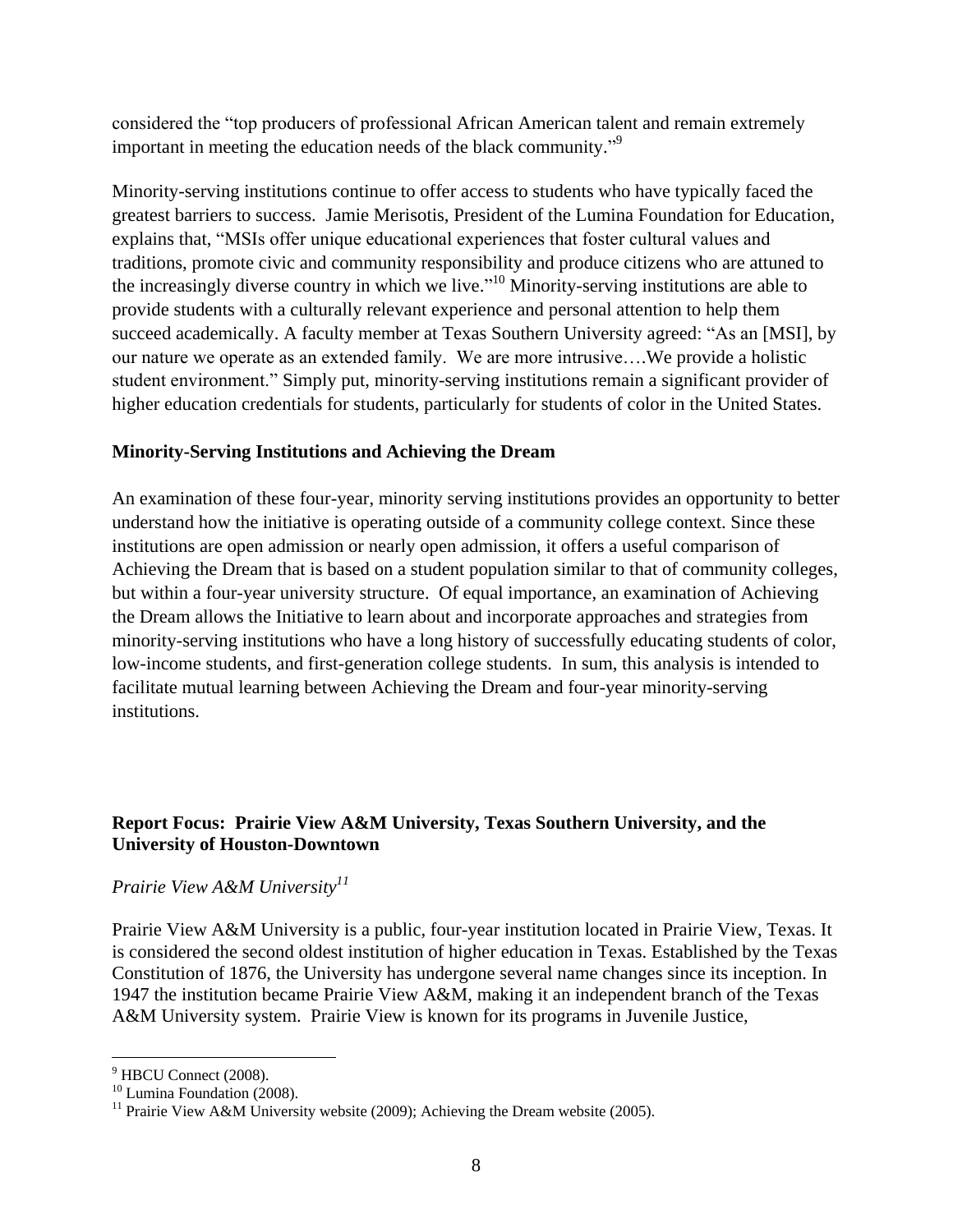considered the "top producers of professional African American talent and remain extremely important in meeting the education needs of the black community."[9]

Minority-serving institutions continue to offer access to students who have typically faced the greatest barriers to success. Jamie Merisotis, President of the Lumina Foundation for Education, explains that, "MSIs offer unique educational experiences that foster cultural values and traditions, promote civic and community responsibility and produce citizens who are attuned to the increasingly diverse country in which we live."[10] Minority-serving institutions are able to provide students with a culturally relevant experience and personal attention to help them succeed academically. A faculty member at Texas Southern University agreed: "As an [MSI], by our nature we operate as an extended family. We are more intrusive….We provide a holistic student environment." Simply put, minority-serving institutions remain a significant provider of higher education credentials for students, particularly for students of color in the United States.

**Minority-Serving Institutions and Achieving the Dream**

An examination of these four-year, minority serving institutions provides an opportunity to better understand how the initiative is operating outside of a community college context. Since these institutions are open admission or nearly open admission, it offers a useful comparison of Achieving the Dream that is based on a student population similar to that of community colleges, but within a four-year university structure. Of equal importance, an examination of Achieving the Dream allows the Initiative to learn about and incorporate approaches and strategies from minority-serving institutions who have a long history of successfully educating students of color, low-income students, and first-generation college students. In sum, this analysis is intended to facilitate mutual learning between Achieving the Dream and four-year minority-serving institutions.

**Report Focus: Prairie View A&M University, Texas Southern University, and the University of Houston-Downtown**

*Prairie View A&M University*[11]

Prairie View A&M University is a public, four-year institution located in Prairie View, Texas. It is considered the second oldest institution of higher education in Texas. Established by the Texas Constitution of 1876, the University has undergone several name changes since its inception. In 1947 the institution became Prairie View A&M, making it an independent branch of the Texas A&M University system. Prairie View is known for its programs in Juvenile Justice,

---

[9] HBCU Connect (2008).
[10] Lumina Foundation (2008).
[11] Prairie View A&M University website (2009); Achieving the Dream website (2005).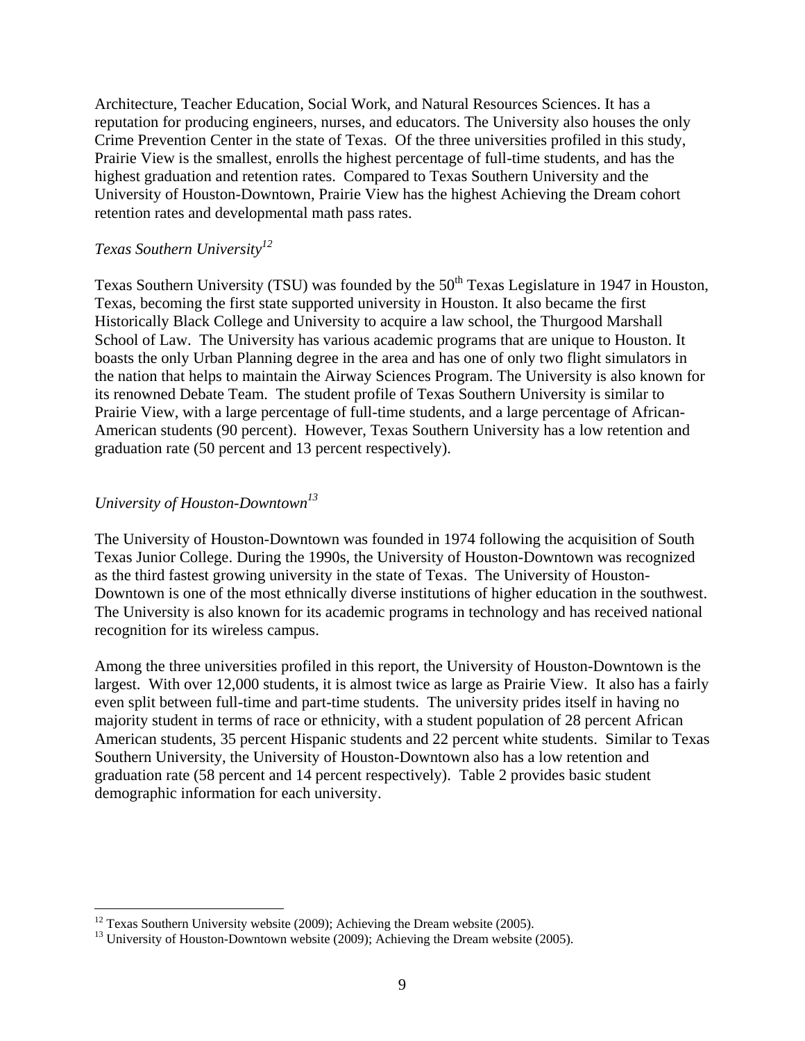Architecture, Teacher Education, Social Work, and Natural Resources Sciences. It has a reputation for producing engineers, nurses, and educators. The University also houses the only Crime Prevention Center in the state of Texas. Of the three universities profiled in this study, Prairie View is the smallest, enrolls the highest percentage of full-time students, and has the highest graduation and retention rates. Compared to Texas Southern University and the University of Houston-Downtown, Prairie View has the highest Achieving the Dream cohort retention rates and developmental math pass rates.

### *Texas Southern University*[12]

Texas Southern University (TSU) was founded by the 50th Texas Legislature in 1947 in Houston, Texas, becoming the first state supported university in Houston. It also became the first Historically Black College and University to acquire a law school, the Thurgood Marshall School of Law. The University has various academic programs that are unique to Houston. It boasts the only Urban Planning degree in the area and has one of only two flight simulators in the nation that helps to maintain the Airway Sciences Program. The University is also known for its renowned Debate Team. The student profile of Texas Southern University is similar to Prairie View, with a large percentage of full-time students, and a large percentage of African-American students (90 percent). However, Texas Southern University has a low retention and graduation rate (50 percent and 13 percent respectively).

### *University of Houston-Downtown*[13]

The University of Houston-Downtown was founded in 1974 following the acquisition of South Texas Junior College. During the 1990s, the University of Houston-Downtown was recognized as the third fastest growing university in the state of Texas. The University of Houston-Downtown is one of the most ethnically diverse institutions of higher education in the southwest. The University is also known for its academic programs in technology and has received national recognition for its wireless campus.

Among the three universities profiled in this report, the University of Houston-Downtown is the largest. With over 12,000 students, it is almost twice as large as Prairie View. It also has a fairly even split between full-time and part-time students. The university prides itself in having no majority student in terms of race or ethnicity, with a student population of 28 percent African American students, 35 percent Hispanic students and 22 percent white students. Similar to Texas Southern University, the University of Houston-Downtown also has a low retention and graduation rate (58 percent and 14 percent respectively). Table 2 provides basic student demographic information for each university.

---

[12] Texas Southern University website (2009); Achieving the Dream website (2005).

[13] University of Houston-Downtown website (2009); Achieving the Dream website (2005).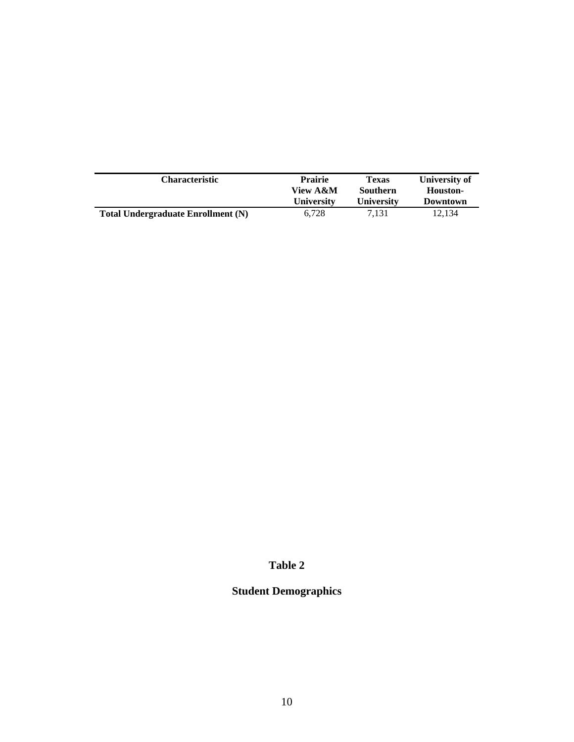| Characteristic | Prairie View A&M University | Texas Southern University | University of Houston-Downtown |
|---|---|---|---|
| **Total Undergraduate Enrollment (N)** | 6,728 | 7,131 | 12,134 |

**Table 2**

**Student Demographics**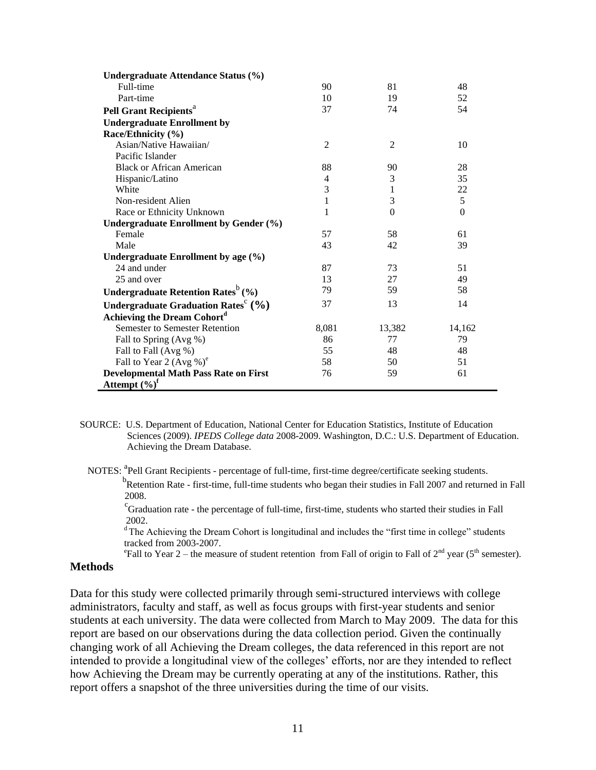| | | | |
|---|---|---|---|
| **Undergraduate Attendance Status (%)** | | | |
| Full-time | 90 | 81 | 48 |
| Part-time | 10 | 19 | 52 |
| **Pell Grant Recipients**[a] | 37 | 74 | 54 |
| **Undergraduate Enrollment by Race/Ethnicity (%)** | | | |
| Asian/Native Hawaiian/ Pacific Islander | 2 | 2 | 10 |
| Black or African American | 88 | 90 | 28 |
| Hispanic/Latino | 4 | 3 | 35 |
| White | 3 | 1 | 22 |
| Non-resident Alien | 1 | 3 | 5 |
| Race or Ethnicity Unknown | 1 | 0 | 0 |
| **Undergraduate Enrollment by Gender (%)** | | | |
| Female | 57 | 58 | 61 |
| Male | 43 | 42 | 39 |
| **Undergraduate Enrollment by age (%)** | | | |
| 24 and under | 87 | 73 | 51 |
| 25 and over | 13 | 27 | 49 |
| **Undergraduate Retention Rates**[b] **(%)** | 79 | 59 | 58 |
| **Undergraduate Graduation Rates**[c] **(%)** | 37 | 13 | 14 |
| **Achieving the Dream Cohort**[d] | | | |
| Semester to Semester Retention | 8,081 | 13,382 | 14,162 |
| Fall to Spring (Avg %) | 86 | 77 | 79 |
| Fall to Fall (Avg %) | 55 | 48 | 48 |
| Fall to Year 2 (Avg %)[e] | 58 | 50 | 51 |
| **Developmental Math Pass Rate on First Attempt (%)**[f] | 76 | 59 | 61 |

SOURCE: U.S. Department of Education, National Center for Education Statistics, Institute of Education Sciences (2009). *IPEDS College data* 2008-2009. Washington, D.C.: U.S. Department of Education. Achieving the Dream Database.

NOTES: [a]Pell Grant Recipients - percentage of full-time, first-time degree/certificate seeking students.
[b]Retention Rate - first-time, full-time students who began their studies in Fall 2007 and returned in Fall 2008.
[c]Graduation rate - the percentage of full-time, first-time, students who started their studies in Fall 2002.
[d]The Achieving the Dream Cohort is longitudinal and includes the "first time in college" students tracked from 2003-2007.
[e]Fall to Year 2 – the measure of student retention from Fall of origin to Fall of 2nd year (5th semester).

## Methods

Data for this study were collected primarily through semi-structured interviews with college administrators, faculty and staff, as well as focus groups with first-year students and senior students at each university. The data were collected from March to May 2009. The data for this report are based on our observations during the data collection period. Given the continually changing work of all Achieving the Dream colleges, the data referenced in this report are not intended to provide a longitudinal view of the colleges' efforts, nor are they intended to reflect how Achieving the Dream may be currently operating at any of the institutions. Rather, this report offers a snapshot of the three universities during the time of our visits.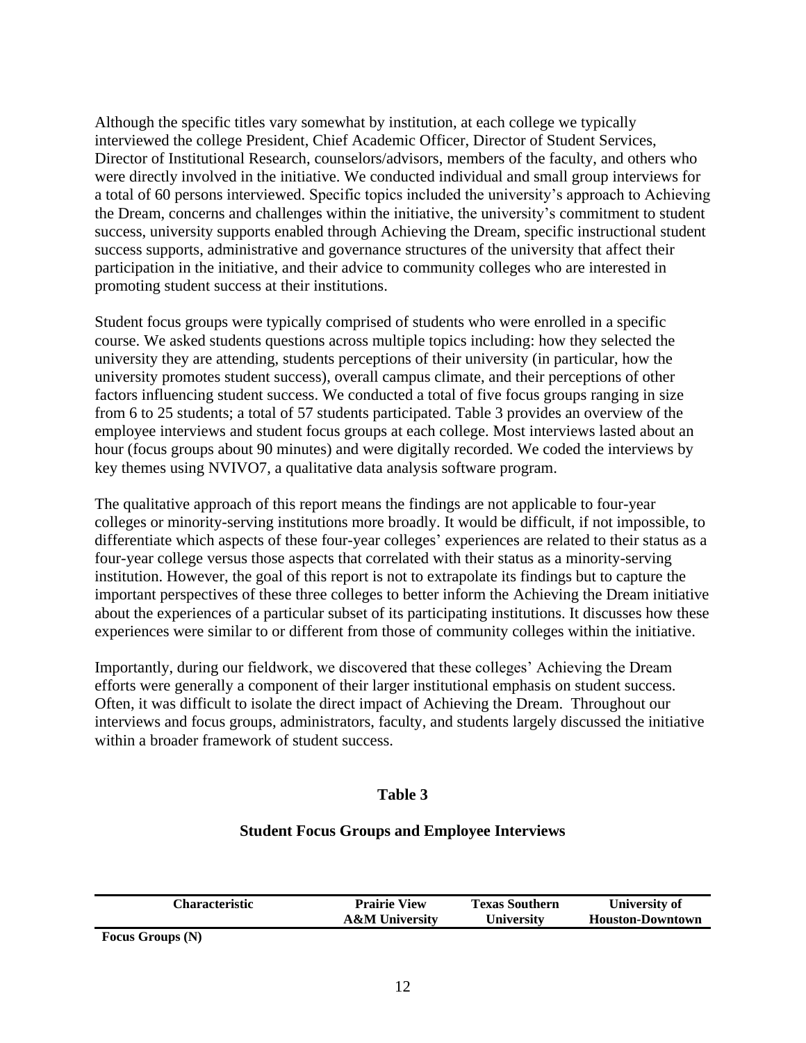Although the specific titles vary somewhat by institution, at each college we typically interviewed the college President, Chief Academic Officer, Director of Student Services, Director of Institutional Research, counselors/advisors, members of the faculty, and others who were directly involved in the initiative. We conducted individual and small group interviews for a total of 60 persons interviewed. Specific topics included the university's approach to Achieving the Dream, concerns and challenges within the initiative, the university's commitment to student success, university supports enabled through Achieving the Dream, specific instructional student success supports, administrative and governance structures of the university that affect their participation in the initiative, and their advice to community colleges who are interested in promoting student success at their institutions.

Student focus groups were typically comprised of students who were enrolled in a specific course. We asked students questions across multiple topics including: how they selected the university they are attending, students perceptions of their university (in particular, how the university promotes student success), overall campus climate, and their perceptions of other factors influencing student success. We conducted a total of five focus groups ranging in size from 6 to 25 students; a total of 57 students participated. Table 3 provides an overview of the employee interviews and student focus groups at each college. Most interviews lasted about an hour (focus groups about 90 minutes) and were digitally recorded. We coded the interviews by key themes using NVIVO7, a qualitative data analysis software program.

The qualitative approach of this report means the findings are not applicable to four-year colleges or minority-serving institutions more broadly. It would be difficult, if not impossible, to differentiate which aspects of these four-year colleges' experiences are related to their status as a four-year college versus those aspects that correlated with their status as a minority-serving institution. However, the goal of this report is not to extrapolate its findings but to capture the important perspectives of these three colleges to better inform the Achieving the Dream initiative about the experiences of a particular subset of its participating institutions. It discusses how these experiences were similar to or different from those of community colleges within the initiative.

Importantly, during our fieldwork, we discovered that these colleges' Achieving the Dream efforts were generally a component of their larger institutional emphasis on student success. Often, it was difficult to isolate the direct impact of Achieving the Dream. Throughout our interviews and focus groups, administrators, faculty, and students largely discussed the initiative within a broader framework of student success.

**Table 3**

**Student Focus Groups and Employee Interviews**

| Characteristic | Prairie View A&M University | Texas Southern University | University of Houston-Downtown |
|---|---|---|---|
| **Focus Groups (N)** | | | |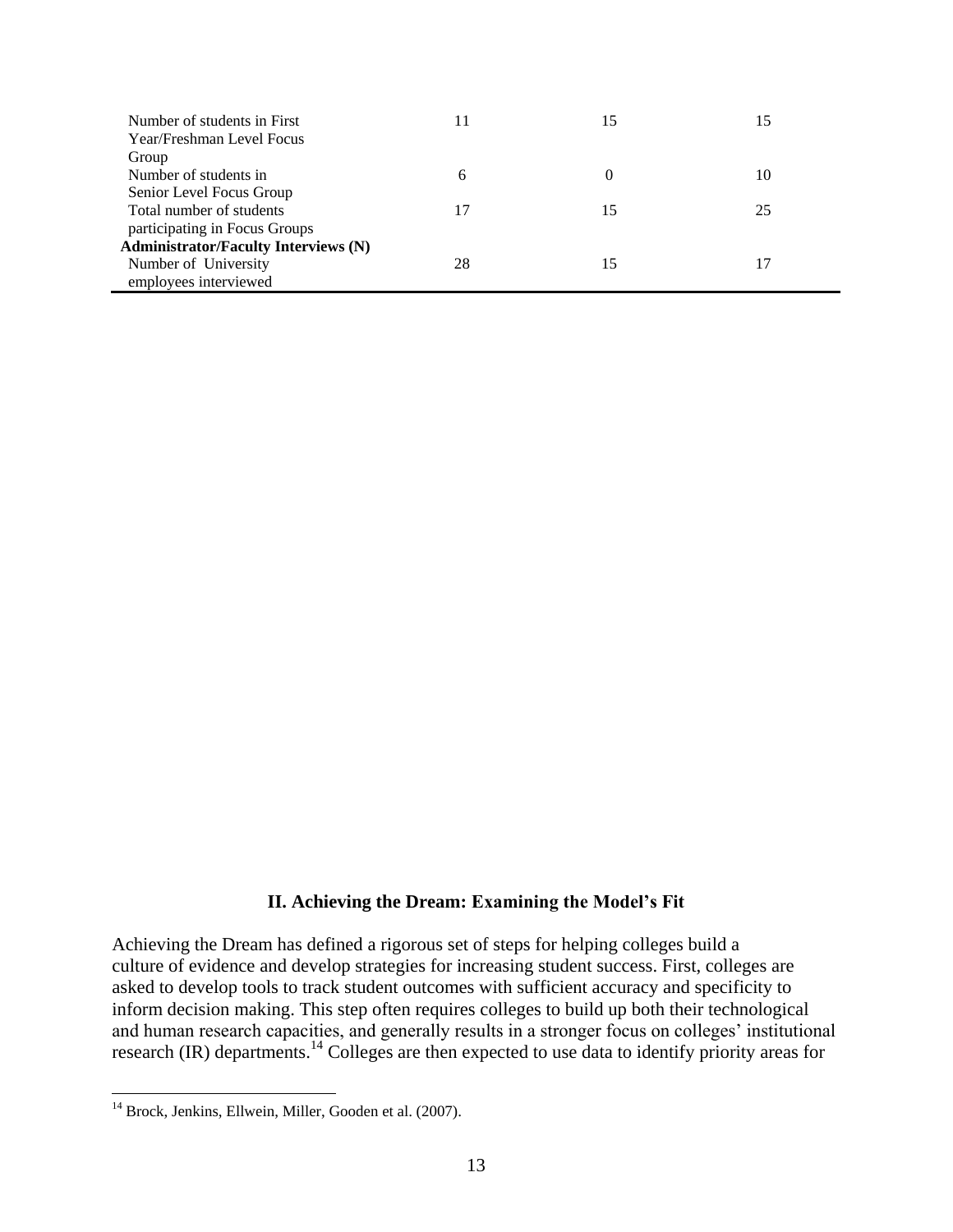| | | | |
|---|---|---|---|
| Number of students in First Year/Freshman Level Focus Group | 11 | 15 | 15 |
| Number of students in Senior Level Focus Group | 6 | 0 | 10 |
| Total number of students participating in Focus Groups | 17 | 15 | 25 |
| **Administrator/Faculty Interviews (N)** | | | |
| Number of University employees interviewed | 28 | 15 | 17 |

## II. Achieving the Dream: Examining the Model's Fit

Achieving the Dream has defined a rigorous set of steps for helping colleges build a culture of evidence and develop strategies for increasing student success. First, colleges are asked to develop tools to track student outcomes with sufficient accuracy and specificity to inform decision making. This step often requires colleges to build up both their technological and human research capacities, and generally results in a stronger focus on colleges' institutional research (IR) departments.[14] Colleges are then expected to use data to identify priority areas for

[14] Brock, Jenkins, Ellwein, Miller, Gooden et al. (2007).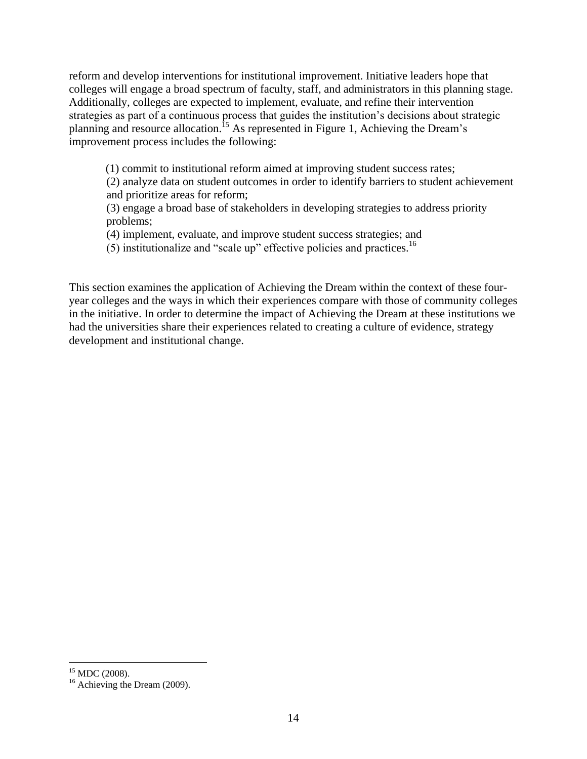reform and develop interventions for institutional improvement. Initiative leaders hope that colleges will engage a broad spectrum of faculty, staff, and administrators in this planning stage. Additionally, colleges are expected to implement, evaluate, and refine their intervention strategies as part of a continuous process that guides the institution's decisions about strategic planning and resource allocation.[15] As represented in Figure 1, Achieving the Dream's improvement process includes the following:

> (1) commit to institutional reform aimed at improving student success rates;
> (2) analyze data on student outcomes in order to identify barriers to student achievement and prioritize areas for reform;
> (3) engage a broad base of stakeholders in developing strategies to address priority problems;
> (4) implement, evaluate, and improve student success strategies; and
> (5) institutionalize and "scale up" effective policies and practices.[16]

This section examines the application of Achieving the Dream within the context of these four-year colleges and the ways in which their experiences compare with those of community colleges in the initiative. In order to determine the impact of Achieving the Dream at these institutions we had the universities share their experiences related to creating a culture of evidence, strategy development and institutional change.

---

[15] MDC (2008).

[16] Achieving the Dream (2009).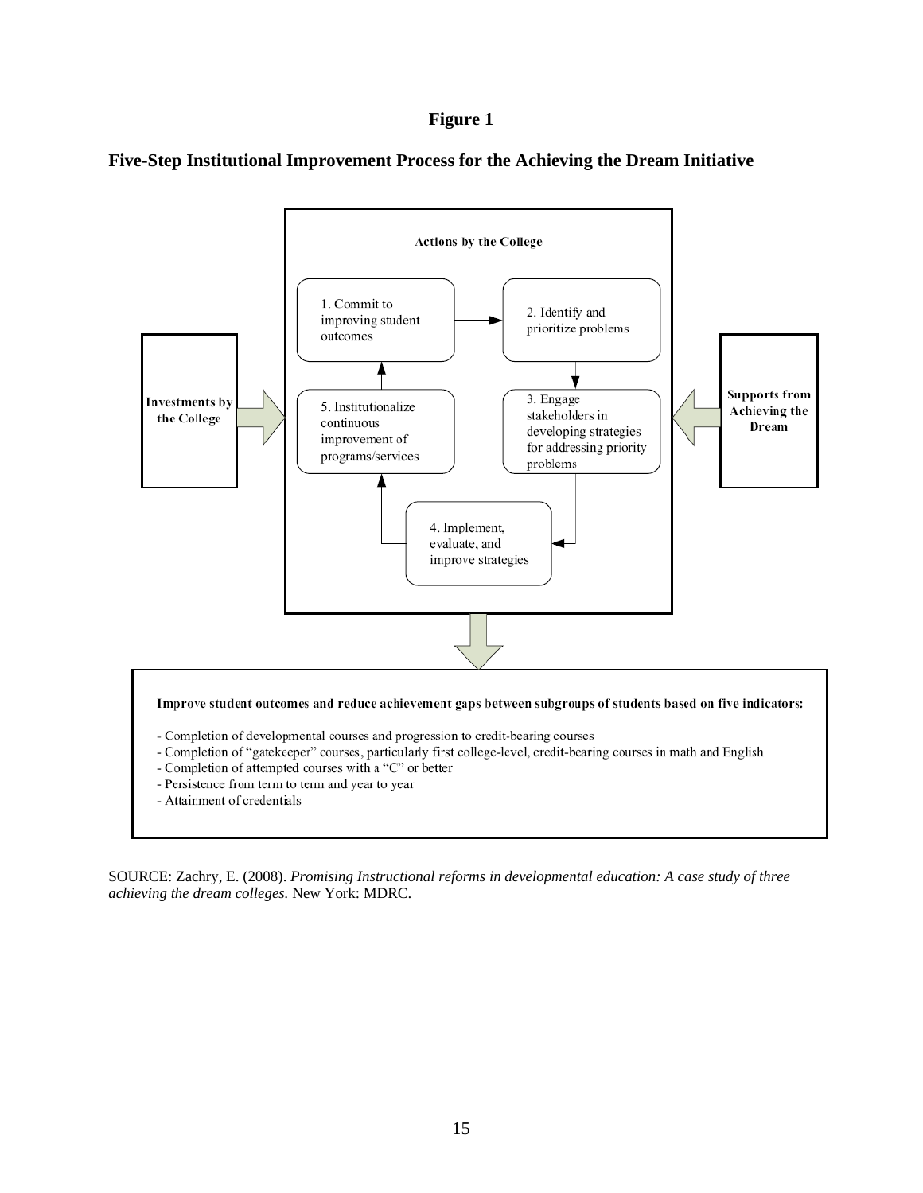**Figure 1**

**Five-Step Institutional Improvement Process for the Achieving the Dream Initiative**

**Actions by the College**

1. Commit to improving student outcomes
2. Identify and prioritize problems
3. Engage stakeholders in developing strategies for addressing priority problems
4. Implement, evaluate, and improve strategies
5. Institutionalize continuous improvement of programs/services

**Investments by the College**

**Supports from Achieving the Dream**

**Improve student outcomes and reduce achievement gaps between subgroups of students based on five indicators:**

- Completion of developmental courses and progression to credit-bearing courses
- Completion of "gatekeeper" courses, particularly first college-level, credit-bearing courses in math and English
- Completion of attempted courses with a "C" or better
- Persistence from term to term and year to year
- Attainment of credentials

SOURCE: Zachry, E. (2008). *Promising Instructional reforms in developmental education: A case study of three achieving the dream colleges.* New York: MDRC.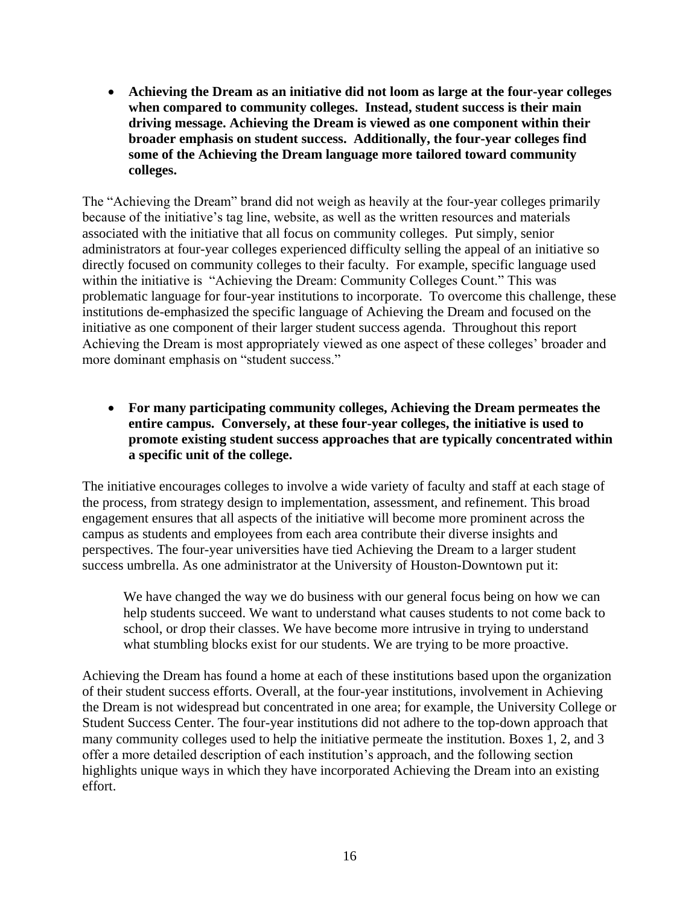- **Achieving the Dream as an initiative did not loom as large at the four-year colleges when compared to community colleges. Instead, student success is their main driving message. Achieving the Dream is viewed as one component within their broader emphasis on student success. Additionally, the four-year colleges find some of the Achieving the Dream language more tailored toward community colleges.**

The "Achieving the Dream" brand did not weigh as heavily at the four-year colleges primarily because of the initiative's tag line, website, as well as the written resources and materials associated with the initiative that all focus on community colleges. Put simply, senior administrators at four-year colleges experienced difficulty selling the appeal of an initiative so directly focused on community colleges to their faculty. For example, specific language used within the initiative is "Achieving the Dream: Community Colleges Count." This was problematic language for four-year institutions to incorporate. To overcome this challenge, these institutions de-emphasized the specific language of Achieving the Dream and focused on the initiative as one component of their larger student success agenda. Throughout this report Achieving the Dream is most appropriately viewed as one aspect of these colleges' broader and more dominant emphasis on "student success."

- **For many participating community colleges, Achieving the Dream permeates the entire campus. Conversely, at these four-year colleges, the initiative is used to promote existing student success approaches that are typically concentrated within a specific unit of the college.**

The initiative encourages colleges to involve a wide variety of faculty and staff at each stage of the process, from strategy design to implementation, assessment, and refinement. This broad engagement ensures that all aspects of the initiative will become more prominent across the campus as students and employees from each area contribute their diverse insights and perspectives. The four-year universities have tied Achieving the Dream to a larger student success umbrella. As one administrator at the University of Houston-Downtown put it:

> We have changed the way we do business with our general focus being on how we can help students succeed. We want to understand what causes students to not come back to school, or drop their classes. We have become more intrusive in trying to understand what stumbling blocks exist for our students. We are trying to be more proactive.

Achieving the Dream has found a home at each of these institutions based upon the organization of their student success efforts. Overall, at the four-year institutions, involvement in Achieving the Dream is not widespread but concentrated in one area; for example, the University College or Student Success Center. The four-year institutions did not adhere to the top-down approach that many community colleges used to help the initiative permeate the institution. Boxes 1, 2, and 3 offer a more detailed description of each institution's approach, and the following section highlights unique ways in which they have incorporated Achieving the Dream into an existing effort.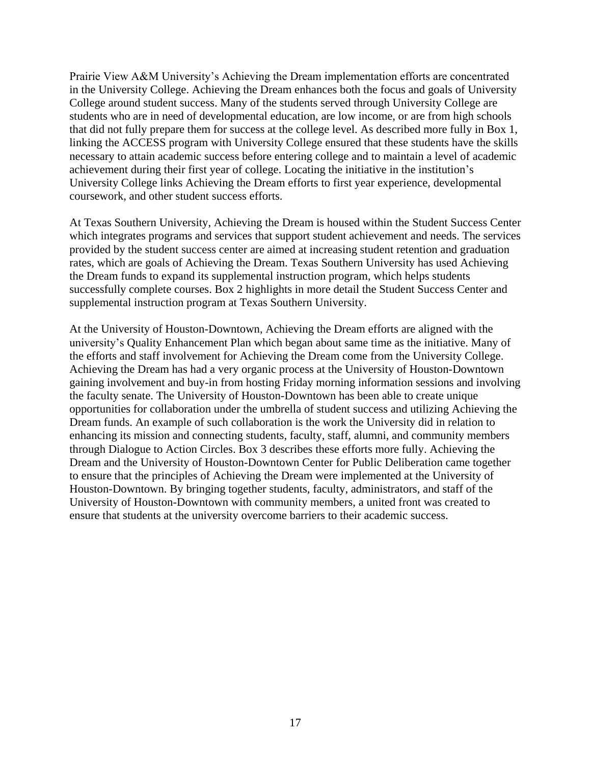Prairie View A&M University's Achieving the Dream implementation efforts are concentrated in the University College. Achieving the Dream enhances both the focus and goals of University College around student success. Many of the students served through University College are students who are in need of developmental education, are low income, or are from high schools that did not fully prepare them for success at the college level. As described more fully in Box 1, linking the ACCESS program with University College ensured that these students have the skills necessary to attain academic success before entering college and to maintain a level of academic achievement during their first year of college. Locating the initiative in the institution's University College links Achieving the Dream efforts to first year experience, developmental coursework, and other student success efforts.

At Texas Southern University, Achieving the Dream is housed within the Student Success Center which integrates programs and services that support student achievement and needs. The services provided by the student success center are aimed at increasing student retention and graduation rates, which are goals of Achieving the Dream. Texas Southern University has used Achieving the Dream funds to expand its supplemental instruction program, which helps students successfully complete courses. Box 2 highlights in more detail the Student Success Center and supplemental instruction program at Texas Southern University.

At the University of Houston-Downtown, Achieving the Dream efforts are aligned with the university's Quality Enhancement Plan which began about same time as the initiative. Many of the efforts and staff involvement for Achieving the Dream come from the University College. Achieving the Dream has had a very organic process at the University of Houston-Downtown gaining involvement and buy-in from hosting Friday morning information sessions and involving the faculty senate. The University of Houston-Downtown has been able to create unique opportunities for collaboration under the umbrella of student success and utilizing Achieving the Dream funds. An example of such collaboration is the work the University did in relation to enhancing its mission and connecting students, faculty, staff, alumni, and community members through Dialogue to Action Circles. Box 3 describes these efforts more fully. Achieving the Dream and the University of Houston-Downtown Center for Public Deliberation came together to ensure that the principles of Achieving the Dream were implemented at the University of Houston-Downtown. By bringing together students, faculty, administrators, and staff of the University of Houston-Downtown with community members, a united front was created to ensure that students at the university overcome barriers to their academic success.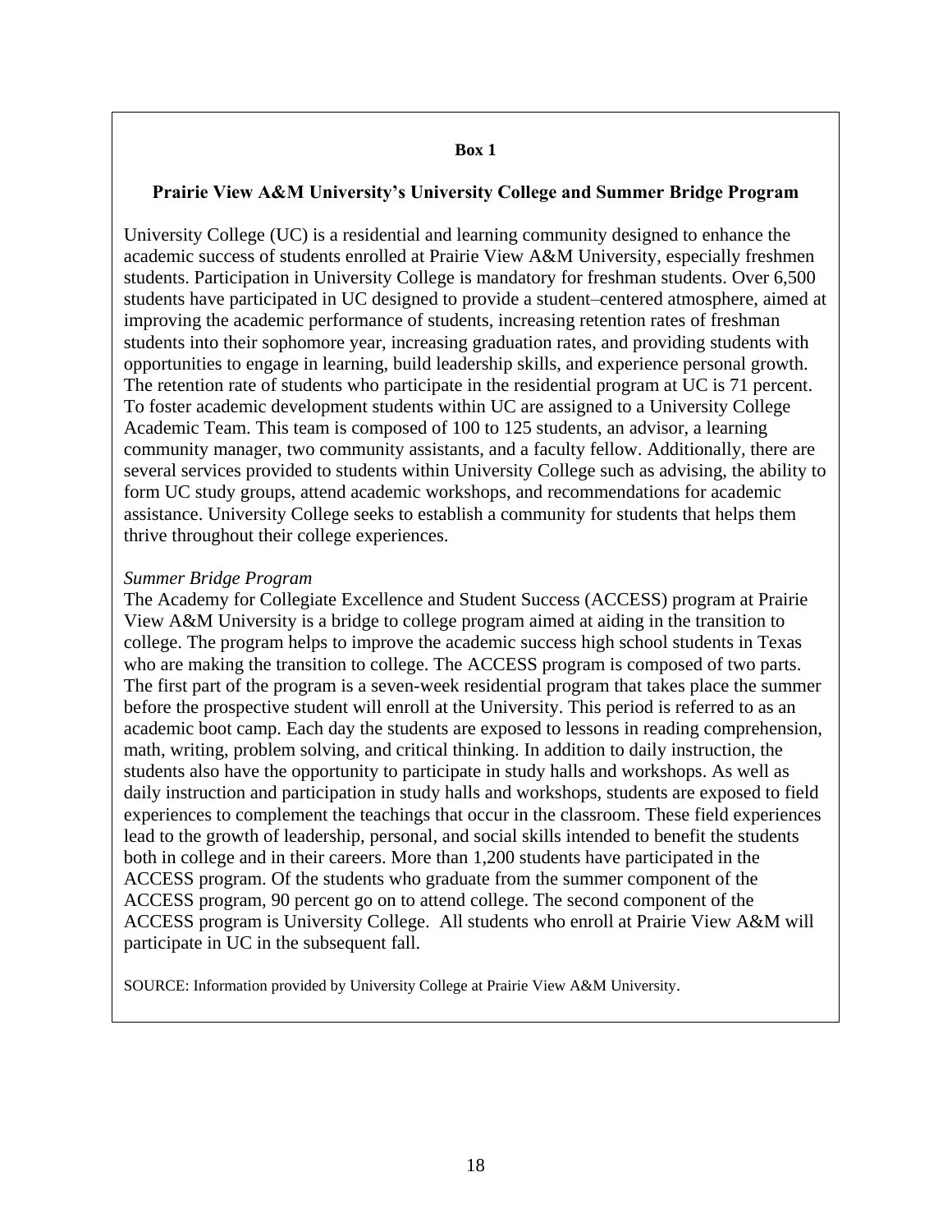**Box 1**

**Prairie View A&M University's University College and Summer Bridge Program**

University College (UC) is a residential and learning community designed to enhance the academic success of students enrolled at Prairie View A&M University, especially freshmen students. Participation in University College is mandatory for freshman students. Over 6,500 students have participated in UC designed to provide a student–centered atmosphere, aimed at improving the academic performance of students, increasing retention rates of freshman students into their sophomore year, increasing graduation rates, and providing students with opportunities to engage in learning, build leadership skills, and experience personal growth. The retention rate of students who participate in the residential program at UC is 71 percent. To foster academic development students within UC are assigned to a University College Academic Team. This team is composed of 100 to 125 students, an advisor, a learning community manager, two community assistants, and a faculty fellow. Additionally, there are several services provided to students within University College such as advising, the ability to form UC study groups, attend academic workshops, and recommendations for academic assistance. University College seeks to establish a community for students that helps them thrive throughout their college experiences.

*Summer Bridge Program*

The Academy for Collegiate Excellence and Student Success (ACCESS) program at Prairie View A&M University is a bridge to college program aimed at aiding in the transition to college. The program helps to improve the academic success high school students in Texas who are making the transition to college. The ACCESS program is composed of two parts. The first part of the program is a seven-week residential program that takes place the summer before the prospective student will enroll at the University. This period is referred to as an academic boot camp. Each day the students are exposed to lessons in reading comprehension, math, writing, problem solving, and critical thinking. In addition to daily instruction, the students also have the opportunity to participate in study halls and workshops. As well as daily instruction and participation in study halls and workshops, students are exposed to field experiences to complement the teachings that occur in the classroom. These field experiences lead to the growth of leadership, personal, and social skills intended to benefit the students both in college and in their careers. More than 1,200 students have participated in the ACCESS program. Of the students who graduate from the summer component of the ACCESS program, 90 percent go on to attend college. The second component of the ACCESS program is University College. All students who enroll at Prairie View A&M will participate in UC in the subsequent fall.

SOURCE: Information provided by University College at Prairie View A&M University.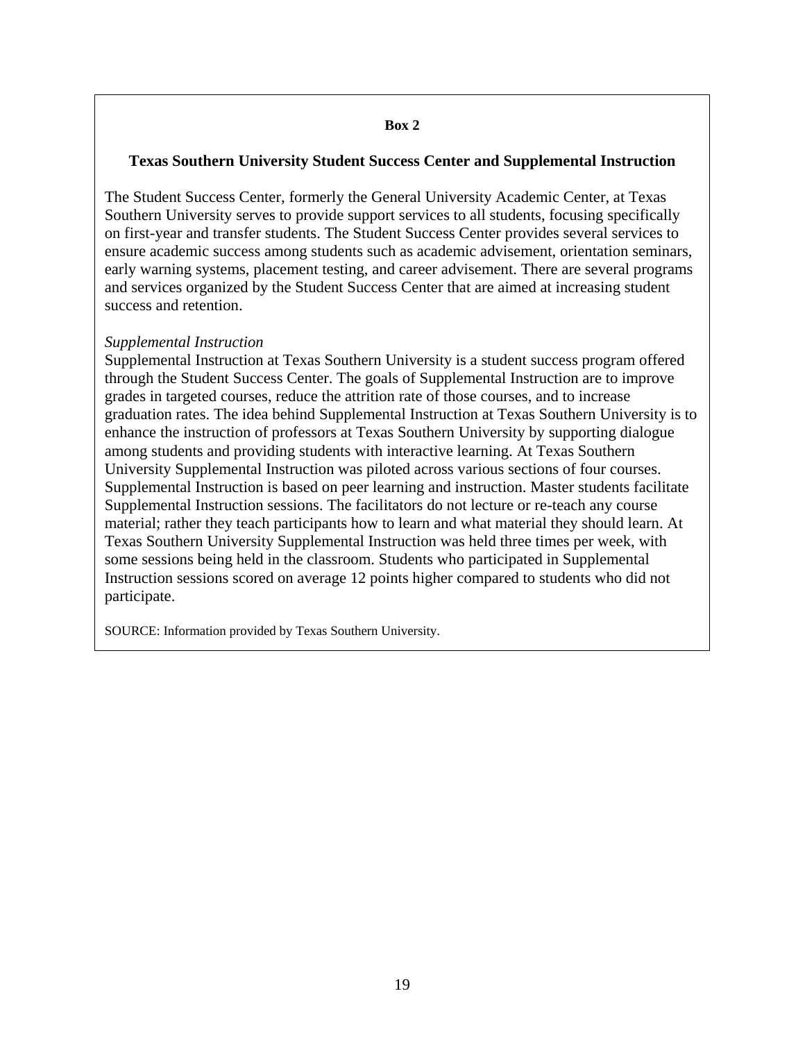**Box 2**

**Texas Southern University Student Success Center and Supplemental Instruction**

The Student Success Center, formerly the General University Academic Center, at Texas Southern University serves to provide support services to all students, focusing specifically on first-year and transfer students. The Student Success Center provides several services to ensure academic success among students such as academic advisement, orientation seminars, early warning systems, placement testing, and career advisement. There are several programs and services organized by the Student Success Center that are aimed at increasing student success and retention.

*Supplemental Instruction*

Supplemental Instruction at Texas Southern University is a student success program offered through the Student Success Center. The goals of Supplemental Instruction are to improve grades in targeted courses, reduce the attrition rate of those courses, and to increase graduation rates. The idea behind Supplemental Instruction at Texas Southern University is to enhance the instruction of professors at Texas Southern University by supporting dialogue among students and providing students with interactive learning. At Texas Southern University Supplemental Instruction was piloted across various sections of four courses. Supplemental Instruction is based on peer learning and instruction. Master students facilitate Supplemental Instruction sessions. The facilitators do not lecture or re-teach any course material; rather they teach participants how to learn and what material they should learn. At Texas Southern University Supplemental Instruction was held three times per week, with some sessions being held in the classroom. Students who participated in Supplemental Instruction sessions scored on average 12 points higher compared to students who did not participate.

SOURCE: Information provided by Texas Southern University.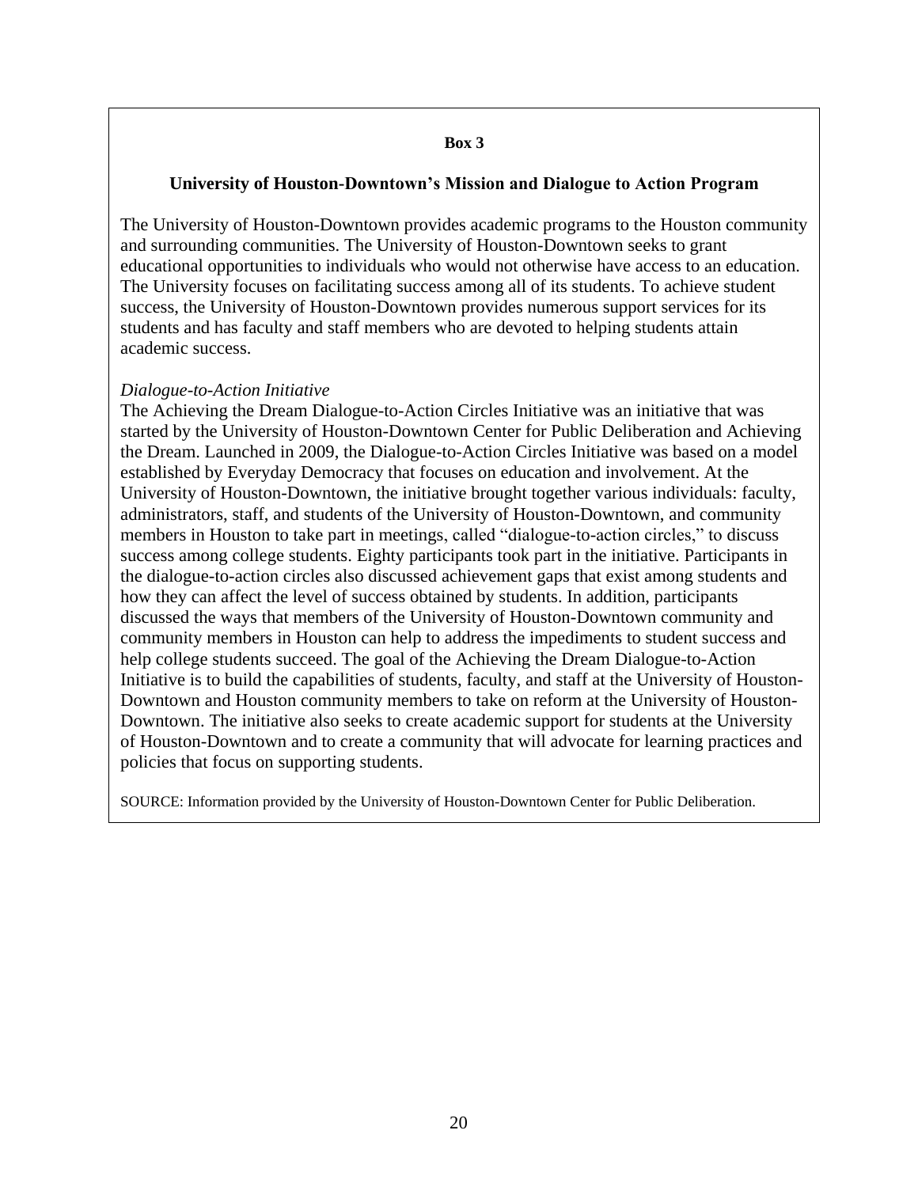**Box 3**

**University of Houston-Downtown's Mission and Dialogue to Action Program**

The University of Houston-Downtown provides academic programs to the Houston community and surrounding communities. The University of Houston-Downtown seeks to grant educational opportunities to individuals who would not otherwise have access to an education. The University focuses on facilitating success among all of its students. To achieve student success, the University of Houston-Downtown provides numerous support services for its students and has faculty and staff members who are devoted to helping students attain academic success.

*Dialogue-to-Action Initiative*

The Achieving the Dream Dialogue-to-Action Circles Initiative was an initiative that was started by the University of Houston-Downtown Center for Public Deliberation and Achieving the Dream. Launched in 2009, the Dialogue-to-Action Circles Initiative was based on a model established by Everyday Democracy that focuses on education and involvement. At the University of Houston-Downtown, the initiative brought together various individuals: faculty, administrators, staff, and students of the University of Houston-Downtown, and community members in Houston to take part in meetings, called "dialogue-to-action circles," to discuss success among college students. Eighty participants took part in the initiative. Participants in the dialogue-to-action circles also discussed achievement gaps that exist among students and how they can affect the level of success obtained by students. In addition, participants discussed the ways that members of the University of Houston-Downtown community and community members in Houston can help to address the impediments to student success and help college students succeed. The goal of the Achieving the Dream Dialogue-to-Action Initiative is to build the capabilities of students, faculty, and staff at the University of Houston-Downtown and Houston community members to take on reform at the University of Houston-Downtown. The initiative also seeks to create academic support for students at the University of Houston-Downtown and to create a community that will advocate for learning practices and policies that focus on supporting students.

SOURCE: Information provided by the University of Houston-Downtown Center for Public Deliberation.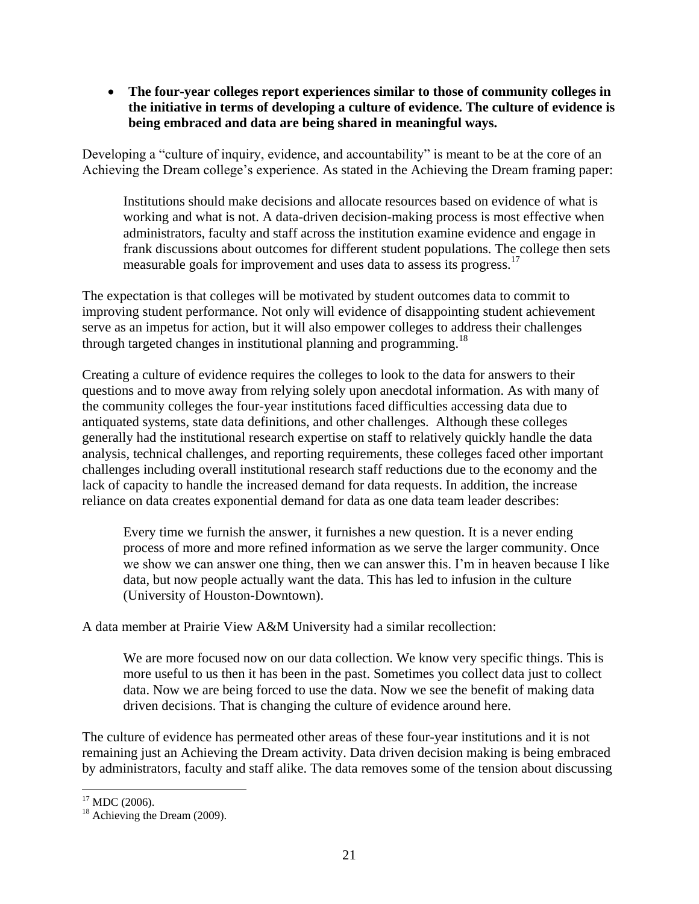- **The four-year colleges report experiences similar to those of community colleges in the initiative in terms of developing a culture of evidence. The culture of evidence is being embraced and data are being shared in meaningful ways.**

Developing a "culture of inquiry, evidence, and accountability" is meant to be at the core of an Achieving the Dream college's experience. As stated in the Achieving the Dream framing paper:

> Institutions should make decisions and allocate resources based on evidence of what is working and what is not. A data-driven decision-making process is most effective when administrators, faculty and staff across the institution examine evidence and engage in frank discussions about outcomes for different student populations. The college then sets measurable goals for improvement and uses data to assess its progress.[17]

The expectation is that colleges will be motivated by student outcomes data to commit to improving student performance. Not only will evidence of disappointing student achievement serve as an impetus for action, but it will also empower colleges to address their challenges through targeted changes in institutional planning and programming.[18]

Creating a culture of evidence requires the colleges to look to the data for answers to their questions and to move away from relying solely upon anecdotal information. As with many of the community colleges the four-year institutions faced difficulties accessing data due to antiquated systems, state data definitions, and other challenges. Although these colleges generally had the institutional research expertise on staff to relatively quickly handle the data analysis, technical challenges, and reporting requirements, these colleges faced other important challenges including overall institutional research staff reductions due to the economy and the lack of capacity to handle the increased demand for data requests. In addition, the increase reliance on data creates exponential demand for data as one data team leader describes:

> Every time we furnish the answer, it furnishes a new question. It is a never ending process of more and more refined information as we serve the larger community. Once we show we can answer one thing, then we can answer this. I'm in heaven because I like data, but now people actually want the data. This has led to infusion in the culture (University of Houston-Downtown).

A data member at Prairie View A&M University had a similar recollection:

> We are more focused now on our data collection. We know very specific things. This is more useful to us then it has been in the past. Sometimes you collect data just to collect data. Now we are being forced to use the data. Now we see the benefit of making data driven decisions. That is changing the culture of evidence around here.

The culture of evidence has permeated other areas of these four-year institutions and it is not remaining just an Achieving the Dream activity. Data driven decision making is being embraced by administrators, faculty and staff alike. The data removes some of the tension about discussing

[17] MDC (2006).
[18] Achieving the Dream (2009).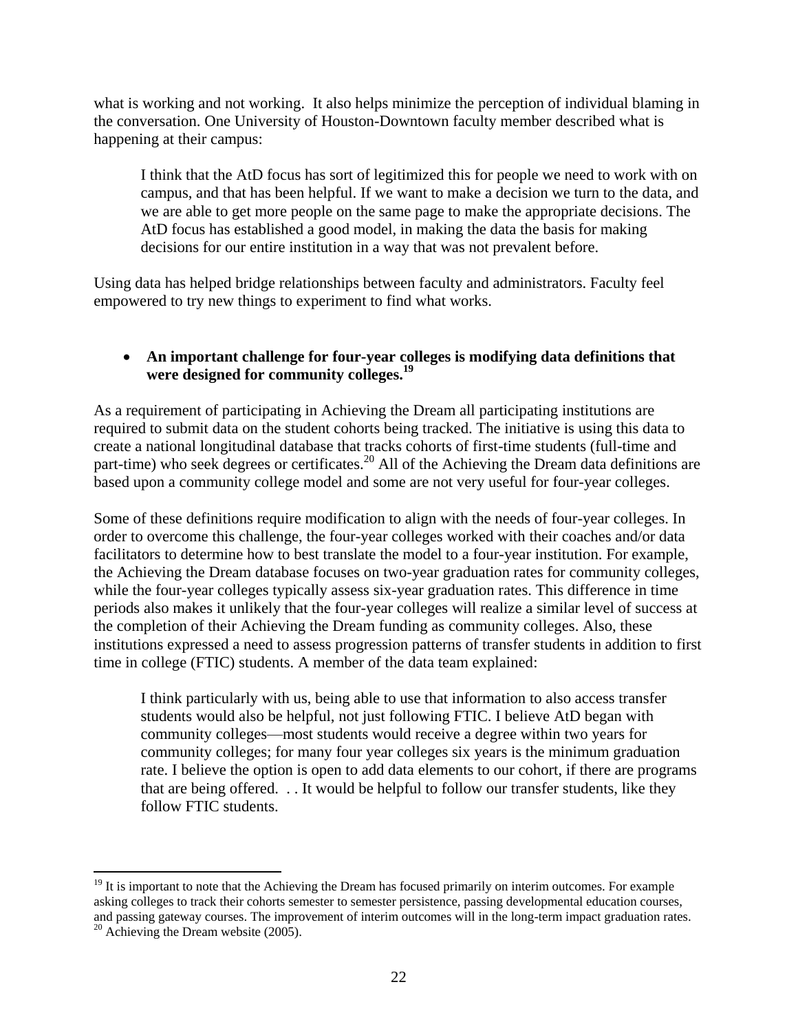what is working and not working. It also helps minimize the perception of individual blaming in the conversation. One University of Houston-Downtown faculty member described what is happening at their campus:

> I think that the AtD focus has sort of legitimized this for people we need to work with on campus, and that has been helpful. If we want to make a decision we turn to the data, and we are able to get more people on the same page to make the appropriate decisions. The AtD focus has established a good model, in making the data the basis for making decisions for our entire institution in a way that was not prevalent before.

Using data has helped bridge relationships between faculty and administrators. Faculty feel empowered to try new things to experiment to find what works.

- **An important challenge for four-year colleges is modifying data definitions that were designed for community colleges.[19]**

As a requirement of participating in Achieving the Dream all participating institutions are required to submit data on the student cohorts being tracked. The initiative is using this data to create a national longitudinal database that tracks cohorts of first-time students (full-time and part-time) who seek degrees or certificates.[20] All of the Achieving the Dream data definitions are based upon a community college model and some are not very useful for four-year colleges.

Some of these definitions require modification to align with the needs of four-year colleges. In order to overcome this challenge, the four-year colleges worked with their coaches and/or data facilitators to determine how to best translate the model to a four-year institution. For example, the Achieving the Dream database focuses on two-year graduation rates for community colleges, while the four-year colleges typically assess six-year graduation rates. This difference in time periods also makes it unlikely that the four-year colleges will realize a similar level of success at the completion of their Achieving the Dream funding as community colleges. Also, these institutions expressed a need to assess progression patterns of transfer students in addition to first time in college (FTIC) students. A member of the data team explained:

> I think particularly with us, being able to use that information to also access transfer students would also be helpful, not just following FTIC. I believe AtD began with community colleges—most students would receive a degree within two years for community colleges; for many four year colleges six years is the minimum graduation rate. I believe the option is open to add data elements to our cohort, if there are programs that are being offered. . . It would be helpful to follow our transfer students, like they follow FTIC students.

---

[19] It is important to note that the Achieving the Dream has focused primarily on interim outcomes. For example asking colleges to track their cohorts semester to semester persistence, passing developmental education courses, and passing gateway courses. The improvement of interim outcomes will in the long-term impact graduation rates.

[20] Achieving the Dream website (2005).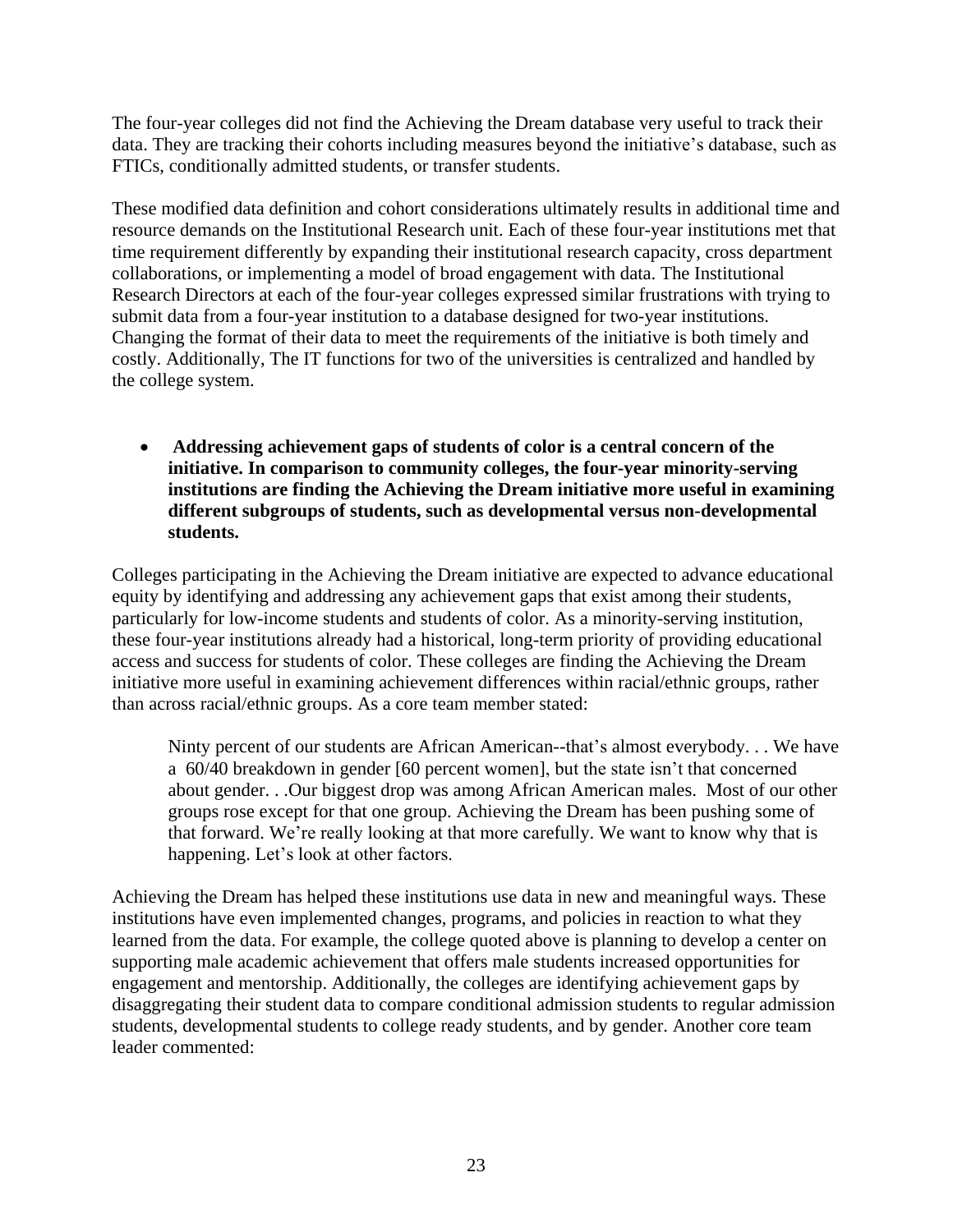The four-year colleges did not find the Achieving the Dream database very useful to track their data. They are tracking their cohorts including measures beyond the initiative's database, such as FTICs, conditionally admitted students, or transfer students.

These modified data definition and cohort considerations ultimately results in additional time and resource demands on the Institutional Research unit. Each of these four-year institutions met that time requirement differently by expanding their institutional research capacity, cross department collaborations, or implementing a model of broad engagement with data. The Institutional Research Directors at each of the four-year colleges expressed similar frustrations with trying to submit data from a four-year institution to a database designed for two-year institutions. Changing the format of their data to meet the requirements of the initiative is both timely and costly. Additionally, The IT functions for two of the universities is centralized and handled by the college system.

- **Addressing achievement gaps of students of color is a central concern of the initiative. In comparison to community colleges, the four-year minority-serving institutions are finding the Achieving the Dream initiative more useful in examining different subgroups of students, such as developmental versus non-developmental students.**

Colleges participating in the Achieving the Dream initiative are expected to advance educational equity by identifying and addressing any achievement gaps that exist among their students, particularly for low-income students and students of color. As a minority-serving institution, these four-year institutions already had a historical, long-term priority of providing educational access and success for students of color. These colleges are finding the Achieving the Dream initiative more useful in examining achievement differences within racial/ethnic groups, rather than across racial/ethnic groups. As a core team member stated:

> Ninty percent of our students are African American--that's almost everybody. . . We have a 60/40 breakdown in gender [60 percent women], but the state isn't that concerned about gender. . .Our biggest drop was among African American males. Most of our other groups rose except for that one group. Achieving the Dream has been pushing some of that forward. We're really looking at that more carefully. We want to know why that is happening. Let's look at other factors.

Achieving the Dream has helped these institutions use data in new and meaningful ways. These institutions have even implemented changes, programs, and policies in reaction to what they learned from the data. For example, the college quoted above is planning to develop a center on supporting male academic achievement that offers male students increased opportunities for engagement and mentorship. Additionally, the colleges are identifying achievement gaps by disaggregating their student data to compare conditional admission students to regular admission students, developmental students to college ready students, and by gender. Another core team leader commented: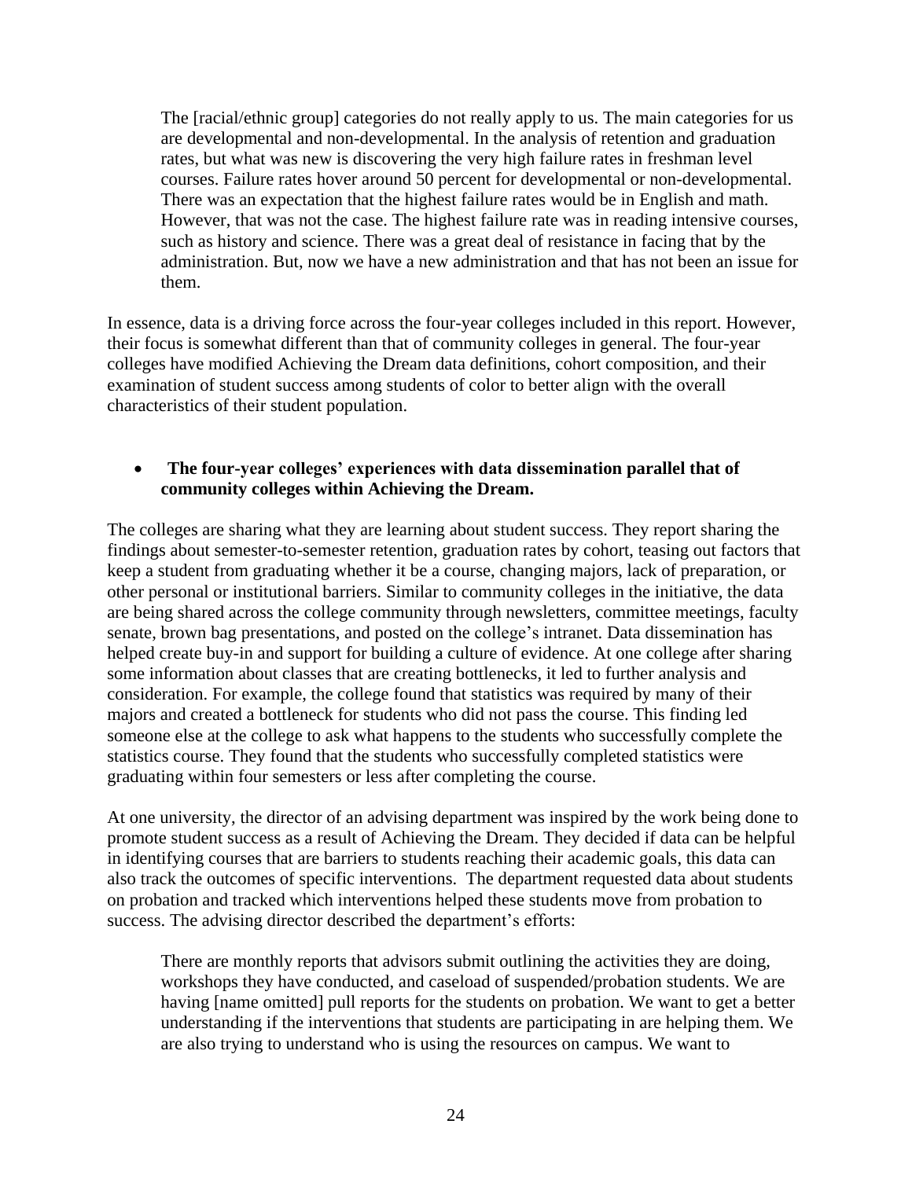> The [racial/ethnic group] categories do not really apply to us. The main categories for us are developmental and non-developmental. In the analysis of retention and graduation rates, but what was new is discovering the very high failure rates in freshman level courses. Failure rates hover around 50 percent for developmental or non-developmental. There was an expectation that the highest failure rates would be in English and math. However, that was not the case. The highest failure rate was in reading intensive courses, such as history and science. There was a great deal of resistance in facing that by the administration. But, now we have a new administration and that has not been an issue for them.

In essence, data is a driving force across the four-year colleges included in this report. However, their focus is somewhat different than that of community colleges in general. The four-year colleges have modified Achieving the Dream data definitions, cohort composition, and their examination of student success among students of color to better align with the overall characteristics of their student population.

- **The four-year colleges' experiences with data dissemination parallel that of community colleges within Achieving the Dream.**

The colleges are sharing what they are learning about student success. They report sharing the findings about semester-to-semester retention, graduation rates by cohort, teasing out factors that keep a student from graduating whether it be a course, changing majors, lack of preparation, or other personal or institutional barriers. Similar to community colleges in the initiative, the data are being shared across the college community through newsletters, committee meetings, faculty senate, brown bag presentations, and posted on the college's intranet. Data dissemination has helped create buy-in and support for building a culture of evidence. At one college after sharing some information about classes that are creating bottlenecks, it led to further analysis and consideration. For example, the college found that statistics was required by many of their majors and created a bottleneck for students who did not pass the course. This finding led someone else at the college to ask what happens to the students who successfully complete the statistics course. They found that the students who successfully completed statistics were graduating within four semesters or less after completing the course.

At one university, the director of an advising department was inspired by the work being done to promote student success as a result of Achieving the Dream. They decided if data can be helpful in identifying courses that are barriers to students reaching their academic goals, this data can also track the outcomes of specific interventions. The department requested data about students on probation and tracked which interventions helped these students move from probation to success. The advising director described the department's efforts:

> There are monthly reports that advisors submit outlining the activities they are doing, workshops they have conducted, and caseload of suspended/probation students. We are having [name omitted] pull reports for the students on probation. We want to get a better understanding if the interventions that students are participating in are helping them. We are also trying to understand who is using the resources on campus. We want to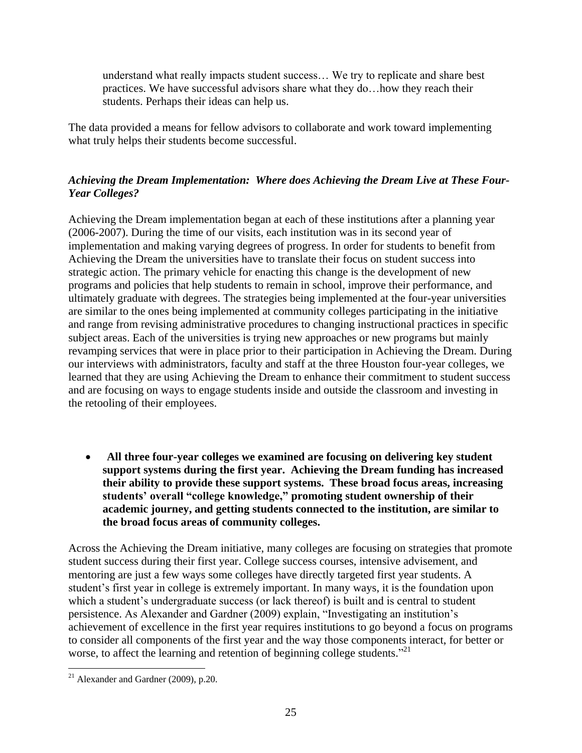> understand what really impacts student success… We try to replicate and share best practices. We have successful advisors share what they do…how they reach their students. Perhaps their ideas can help us.

The data provided a means for fellow advisors to collaborate and work toward implementing what truly helps their students become successful.

### *Achieving the Dream Implementation: Where does Achieving the Dream Live at These Four-Year Colleges?*

Achieving the Dream implementation began at each of these institutions after a planning year (2006-2007). During the time of our visits, each institution was in its second year of implementation and making varying degrees of progress. In order for students to benefit from Achieving the Dream the universities have to translate their focus on student success into strategic action. The primary vehicle for enacting this change is the development of new programs and policies that help students to remain in school, improve their performance, and ultimately graduate with degrees. The strategies being implemented at the four-year universities are similar to the ones being implemented at community colleges participating in the initiative and range from revising administrative procedures to changing instructional practices in specific subject areas. Each of the universities is trying new approaches or new programs but mainly revamping services that were in place prior to their participation in Achieving the Dream. During our interviews with administrators, faculty and staff at the three Houston four-year colleges, we learned that they are using Achieving the Dream to enhance their commitment to student success and are focusing on ways to engage students inside and outside the classroom and investing in the retooling of their employees.

- **All three four-year colleges we examined are focusing on delivering key student support systems during the first year. Achieving the Dream funding has increased their ability to provide these support systems. These broad focus areas, increasing students' overall "college knowledge," promoting student ownership of their academic journey, and getting students connected to the institution, are similar to the broad focus areas of community colleges.**

Across the Achieving the Dream initiative, many colleges are focusing on strategies that promote student success during their first year. College success courses, intensive advisement, and mentoring are just a few ways some colleges have directly targeted first year students. A student's first year in college is extremely important. In many ways, it is the foundation upon which a student's undergraduate success (or lack thereof) is built and is central to student persistence. As Alexander and Gardner (2009) explain, "Investigating an institution's achievement of excellence in the first year requires institutions to go beyond a focus on programs to consider all components of the first year and the way those components interact, for better or worse, to affect the learning and retention of beginning college students."[21]

[21] Alexander and Gardner (2009), p.20.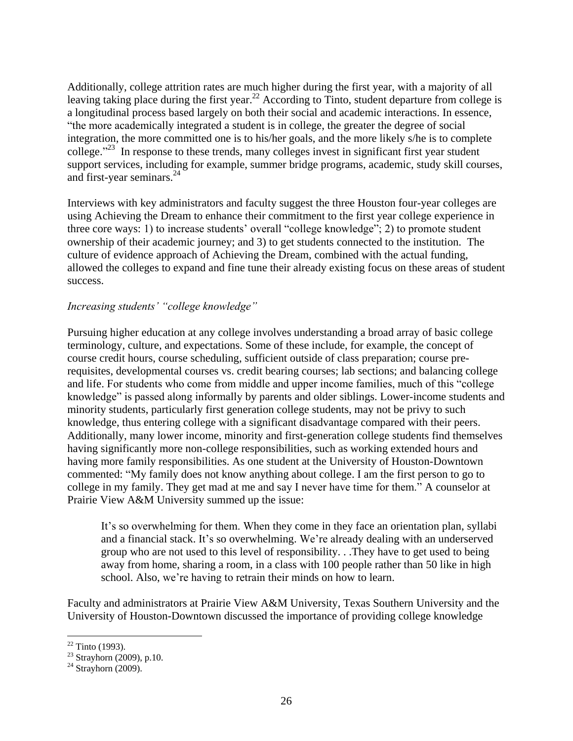Additionally, college attrition rates are much higher during the first year, with a majority of all leaving taking place during the first year.[22] According to Tinto, student departure from college is a longitudinal process based largely on both their social and academic interactions. In essence, "the more academically integrated a student is in college, the greater the degree of social integration, the more committed one is to his/her goals, and the more likely s/he is to complete college."[23] In response to these trends, many colleges invest in significant first year student support services, including for example, summer bridge programs, academic, study skill courses, and first-year seminars.[24]

Interviews with key administrators and faculty suggest the three Houston four-year colleges are using Achieving the Dream to enhance their commitment to the first year college experience in three core ways: 1) to increase students' overall "college knowledge"; 2) to promote student ownership of their academic journey; and 3) to get students connected to the institution. The culture of evidence approach of Achieving the Dream, combined with the actual funding, allowed the colleges to expand and fine tune their already existing focus on these areas of student success.

*Increasing students' "college knowledge"*

Pursuing higher education at any college involves understanding a broad array of basic college terminology, culture, and expectations. Some of these include, for example, the concept of course credit hours, course scheduling, sufficient outside of class preparation; course pre-requisites, developmental courses vs. credit bearing courses; lab sections; and balancing college and life. For students who come from middle and upper income families, much of this "college knowledge" is passed along informally by parents and older siblings. Lower-income students and minority students, particularly first generation college students, may not be privy to such knowledge, thus entering college with a significant disadvantage compared with their peers. Additionally, many lower income, minority and first-generation college students find themselves having significantly more non-college responsibilities, such as working extended hours and having more family responsibilities. As one student at the University of Houston-Downtown commented: "My family does not know anything about college. I am the first person to go to college in my family. They get mad at me and say I never have time for them." A counselor at Prairie View A&M University summed up the issue:

> It's so overwhelming for them. When they come in they face an orientation plan, syllabi and a financial stack. It's so overwhelming. We're already dealing with an underserved group who are not used to this level of responsibility. . .They have to get used to being away from home, sharing a room, in a class with 100 people rather than 50 like in high school. Also, we're having to retrain their minds on how to learn.

Faculty and administrators at Prairie View A&M University, Texas Southern University and the University of Houston-Downtown discussed the importance of providing college knowledge

---

[22] Tinto (1993).

[23] Strayhorn (2009), p.10.

[24] Strayhorn (2009).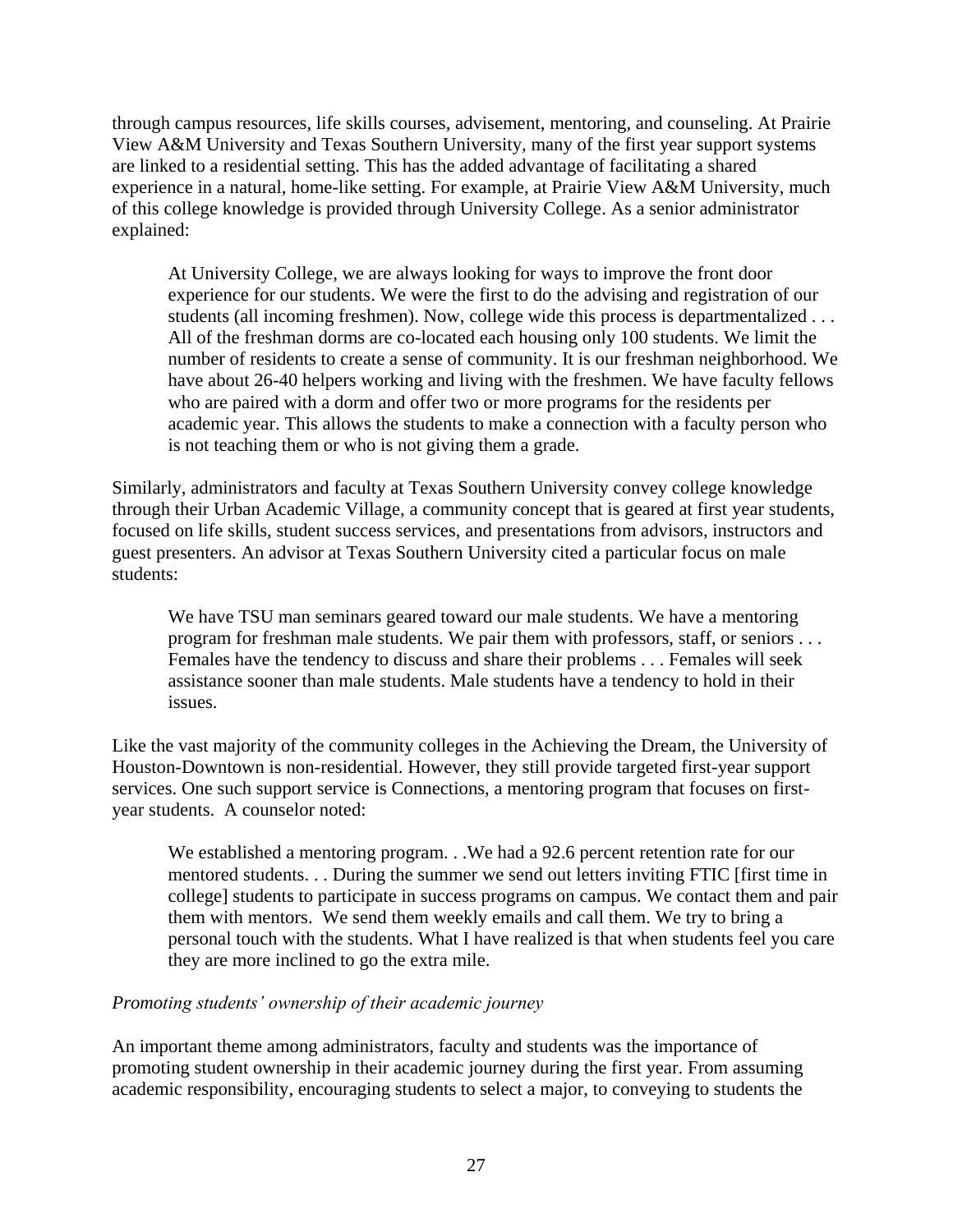through campus resources, life skills courses, advisement, mentoring, and counseling. At Prairie View A&M University and Texas Southern University, many of the first year support systems are linked to a residential setting. This has the added advantage of facilitating a shared experience in a natural, home-like setting. For example, at Prairie View A&M University, much of this college knowledge is provided through University College. As a senior administrator explained:

> At University College, we are always looking for ways to improve the front door experience for our students. We were the first to do the advising and registration of our students (all incoming freshmen). Now, college wide this process is departmentalized . . . All of the freshman dorms are co-located each housing only 100 students. We limit the number of residents to create a sense of community. It is our freshman neighborhood. We have about 26-40 helpers working and living with the freshmen. We have faculty fellows who are paired with a dorm and offer two or more programs for the residents per academic year. This allows the students to make a connection with a faculty person who is not teaching them or who is not giving them a grade.

Similarly, administrators and faculty at Texas Southern University convey college knowledge through their Urban Academic Village, a community concept that is geared at first year students, focused on life skills, student success services, and presentations from advisors, instructors and guest presenters. An advisor at Texas Southern University cited a particular focus on male students:

> We have TSU man seminars geared toward our male students. We have a mentoring program for freshman male students. We pair them with professors, staff, or seniors . . . Females have the tendency to discuss and share their problems . . . Females will seek assistance sooner than male students. Male students have a tendency to hold in their issues.

Like the vast majority of the community colleges in the Achieving the Dream, the University of Houston-Downtown is non-residential. However, they still provide targeted first-year support services. One such support service is Connections, a mentoring program that focuses on first-year students. A counselor noted:

> We established a mentoring program. . .We had a 92.6 percent retention rate for our mentored students. . . During the summer we send out letters inviting FTIC [first time in college] students to participate in success programs on campus. We contact them and pair them with mentors. We send them weekly emails and call them. We try to bring a personal touch with the students. What I have realized is that when students feel you care they are more inclined to go the extra mile.

*Promoting students' ownership of their academic journey*

An important theme among administrators, faculty and students was the importance of promoting student ownership in their academic journey during the first year. From assuming academic responsibility, encouraging students to select a major, to conveying to students the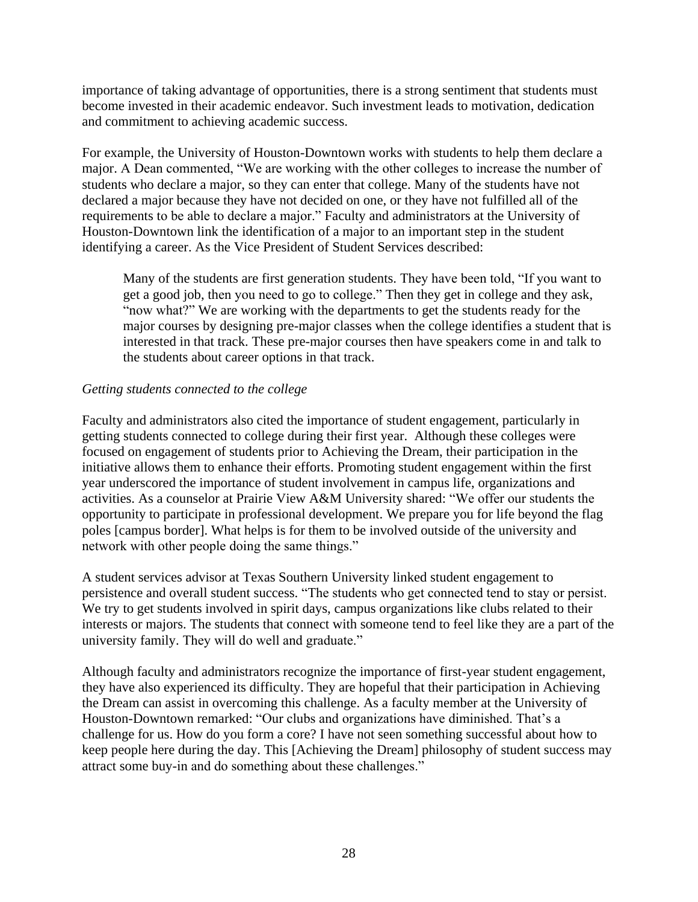importance of taking advantage of opportunities, there is a strong sentiment that students must become invested in their academic endeavor. Such investment leads to motivation, dedication and commitment to achieving academic success.

For example, the University of Houston-Downtown works with students to help them declare a major. A Dean commented, "We are working with the other colleges to increase the number of students who declare a major, so they can enter that college. Many of the students have not declared a major because they have not decided on one, or they have not fulfilled all of the requirements to be able to declare a major." Faculty and administrators at the University of Houston-Downtown link the identification of a major to an important step in the student identifying a career. As the Vice President of Student Services described:

> Many of the students are first generation students. They have been told, "If you want to get a good job, then you need to go to college." Then they get in college and they ask, "now what?" We are working with the departments to get the students ready for the major courses by designing pre-major classes when the college identifies a student that is interested in that track. These pre-major courses then have speakers come in and talk to the students about career options in that track.

*Getting students connected to the college*

Faculty and administrators also cited the importance of student engagement, particularly in getting students connected to college during their first year. Although these colleges were focused on engagement of students prior to Achieving the Dream, their participation in the initiative allows them to enhance their efforts. Promoting student engagement within the first year underscored the importance of student involvement in campus life, organizations and activities. As a counselor at Prairie View A&M University shared: "We offer our students the opportunity to participate in professional development. We prepare you for life beyond the flag poles [campus border]. What helps is for them to be involved outside of the university and network with other people doing the same things."

A student services advisor at Texas Southern University linked student engagement to persistence and overall student success. "The students who get connected tend to stay or persist. We try to get students involved in spirit days, campus organizations like clubs related to their interests or majors. The students that connect with someone tend to feel like they are a part of the university family. They will do well and graduate."

Although faculty and administrators recognize the importance of first-year student engagement, they have also experienced its difficulty. They are hopeful that their participation in Achieving the Dream can assist in overcoming this challenge. As a faculty member at the University of Houston-Downtown remarked: "Our clubs and organizations have diminished. That's a challenge for us. How do you form a core? I have not seen something successful about how to keep people here during the day. This [Achieving the Dream] philosophy of student success may attract some buy-in and do something about these challenges."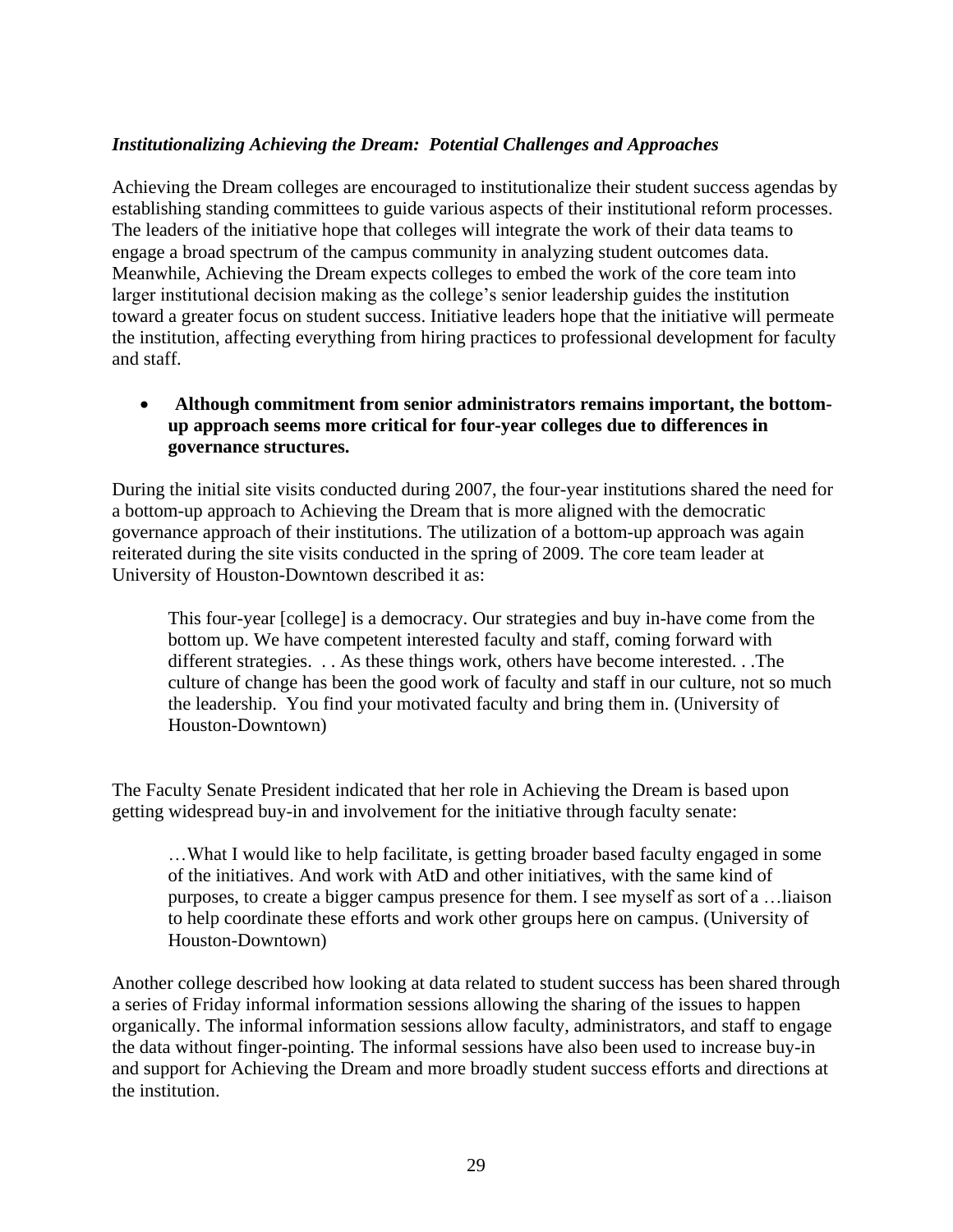*Institutionalizing Achieving the Dream: Potential Challenges and Approaches*

Achieving the Dream colleges are encouraged to institutionalize their student success agendas by establishing standing committees to guide various aspects of their institutional reform processes. The leaders of the initiative hope that colleges will integrate the work of their data teams to engage a broad spectrum of the campus community in analyzing student outcomes data. Meanwhile, Achieving the Dream expects colleges to embed the work of the core team into larger institutional decision making as the college's senior leadership guides the institution toward a greater focus on student success. Initiative leaders hope that the initiative will permeate the institution, affecting everything from hiring practices to professional development for faculty and staff.

- **Although commitment from senior administrators remains important, the bottom-up approach seems more critical for four-year colleges due to differences in governance structures.**

During the initial site visits conducted during 2007, the four-year institutions shared the need for a bottom-up approach to Achieving the Dream that is more aligned with the democratic governance approach of their institutions. The utilization of a bottom-up approach was again reiterated during the site visits conducted in the spring of 2009. The core team leader at University of Houston-Downtown described it as:

> This four-year [college] is a democracy. Our strategies and buy in-have come from the bottom up. We have competent interested faculty and staff, coming forward with different strategies. . . As these things work, others have become interested. . .The culture of change has been the good work of faculty and staff in our culture, not so much the leadership. You find your motivated faculty and bring them in. (University of Houston-Downtown)

The Faculty Senate President indicated that her role in Achieving the Dream is based upon getting widespread buy-in and involvement for the initiative through faculty senate:

> …What I would like to help facilitate, is getting broader based faculty engaged in some of the initiatives. And work with AtD and other initiatives, with the same kind of purposes, to create a bigger campus presence for them. I see myself as sort of a …liaison to help coordinate these efforts and work other groups here on campus. (University of Houston-Downtown)

Another college described how looking at data related to student success has been shared through a series of Friday informal information sessions allowing the sharing of the issues to happen organically. The informal information sessions allow faculty, administrators, and staff to engage the data without finger-pointing. The informal sessions have also been used to increase buy-in and support for Achieving the Dream and more broadly student success efforts and directions at the institution.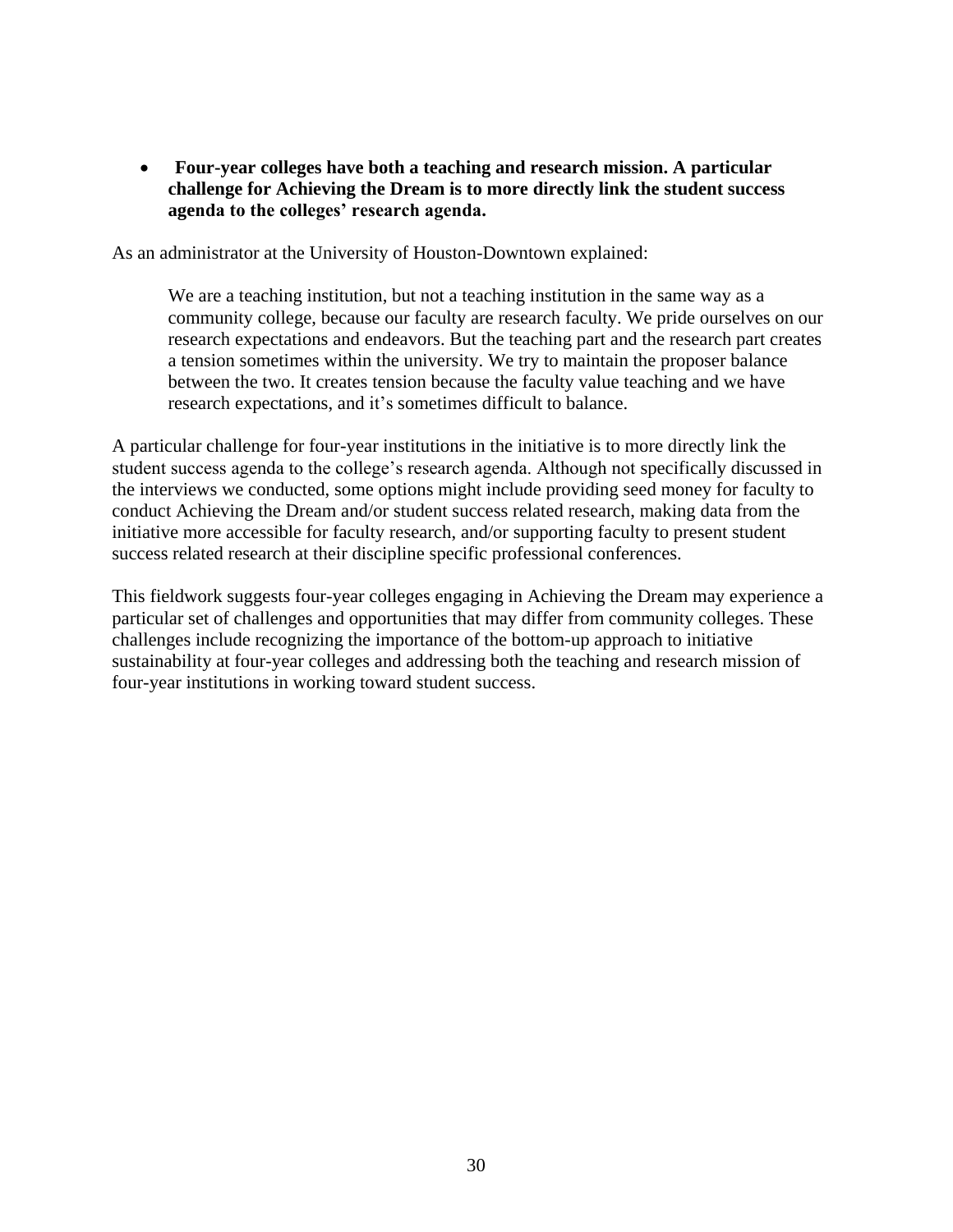- **Four-year colleges have both a teaching and research mission. A particular challenge for Achieving the Dream is to more directly link the student success agenda to the colleges' research agenda.**

As an administrator at the University of Houston-Downtown explained:

> We are a teaching institution, but not a teaching institution in the same way as a community college, because our faculty are research faculty. We pride ourselves on our research expectations and endeavors. But the teaching part and the research part creates a tension sometimes within the university. We try to maintain the proposer balance between the two. It creates tension because the faculty value teaching and we have research expectations, and it's sometimes difficult to balance.

A particular challenge for four-year institutions in the initiative is to more directly link the student success agenda to the college's research agenda. Although not specifically discussed in the interviews we conducted, some options might include providing seed money for faculty to conduct Achieving the Dream and/or student success related research, making data from the initiative more accessible for faculty research, and/or supporting faculty to present student success related research at their discipline specific professional conferences.

This fieldwork suggests four-year colleges engaging in Achieving the Dream may experience a particular set of challenges and opportunities that may differ from community colleges. These challenges include recognizing the importance of the bottom-up approach to initiative sustainability at four-year colleges and addressing both the teaching and research mission of four-year institutions in working toward student success.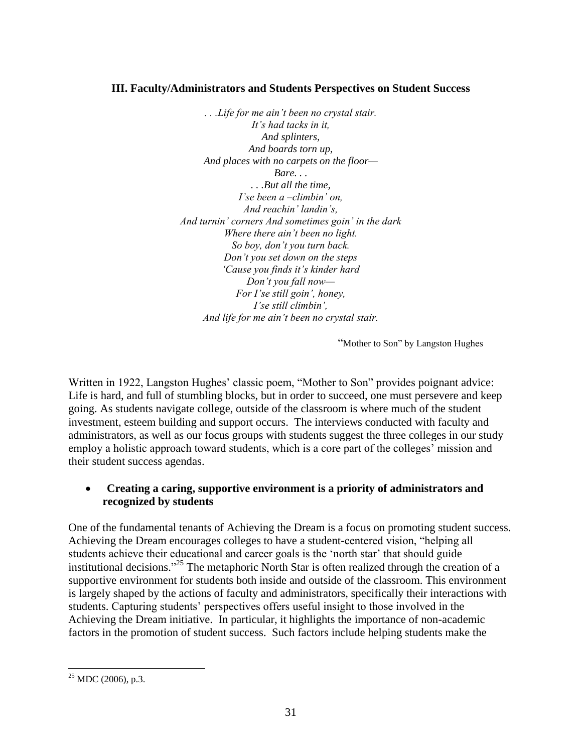### III. Faculty/Administrators and Students Perspectives on Student Success

*. . .Life for me ain't been no crystal stair.*
*It's had tacks in it,*
*And splinters,*
*And boards torn up,*
*And places with no carpets on the floor—*
*Bare. . .*
*. . .But all the time,*
*I'se been a –climbin' on,*
*And reachin' landin's,*
*And turnin' corners And sometimes goin' in the dark*
*Where there ain't been no light.*
*So boy, don't you turn back.*
*Don't you set down on the steps*
*'Cause you finds it's kinder hard*
*Don't you fall now—*
*For I'se still goin', honey,*
*I'se still climbin',*
*And life for me ain't been no crystal stair.*

"Mother to Son" by Langston Hughes

Written in 1922, Langston Hughes' classic poem, "Mother to Son" provides poignant advice: Life is hard, and full of stumbling blocks, but in order to succeed, one must persevere and keep going. As students navigate college, outside of the classroom is where much of the student investment, esteem building and support occurs. The interviews conducted with faculty and administrators, as well as our focus groups with students suggest the three colleges in our study employ a holistic approach toward students, which is a core part of the colleges' mission and their student success agendas.

- **Creating a caring, supportive environment is a priority of administrators and recognized by students**

One of the fundamental tenants of Achieving the Dream is a focus on promoting student success. Achieving the Dream encourages colleges to have a student-centered vision, "helping all students achieve their educational and career goals is the 'north star' that should guide institutional decisions."[25] The metaphoric North Star is often realized through the creation of a supportive environment for students both inside and outside of the classroom. This environment is largely shaped by the actions of faculty and administrators, specifically their interactions with students. Capturing students' perspectives offers useful insight to those involved in the Achieving the Dream initiative. In particular, it highlights the importance of non-academic factors in the promotion of student success. Such factors include helping students make the

[25] MDC (2006), p.3.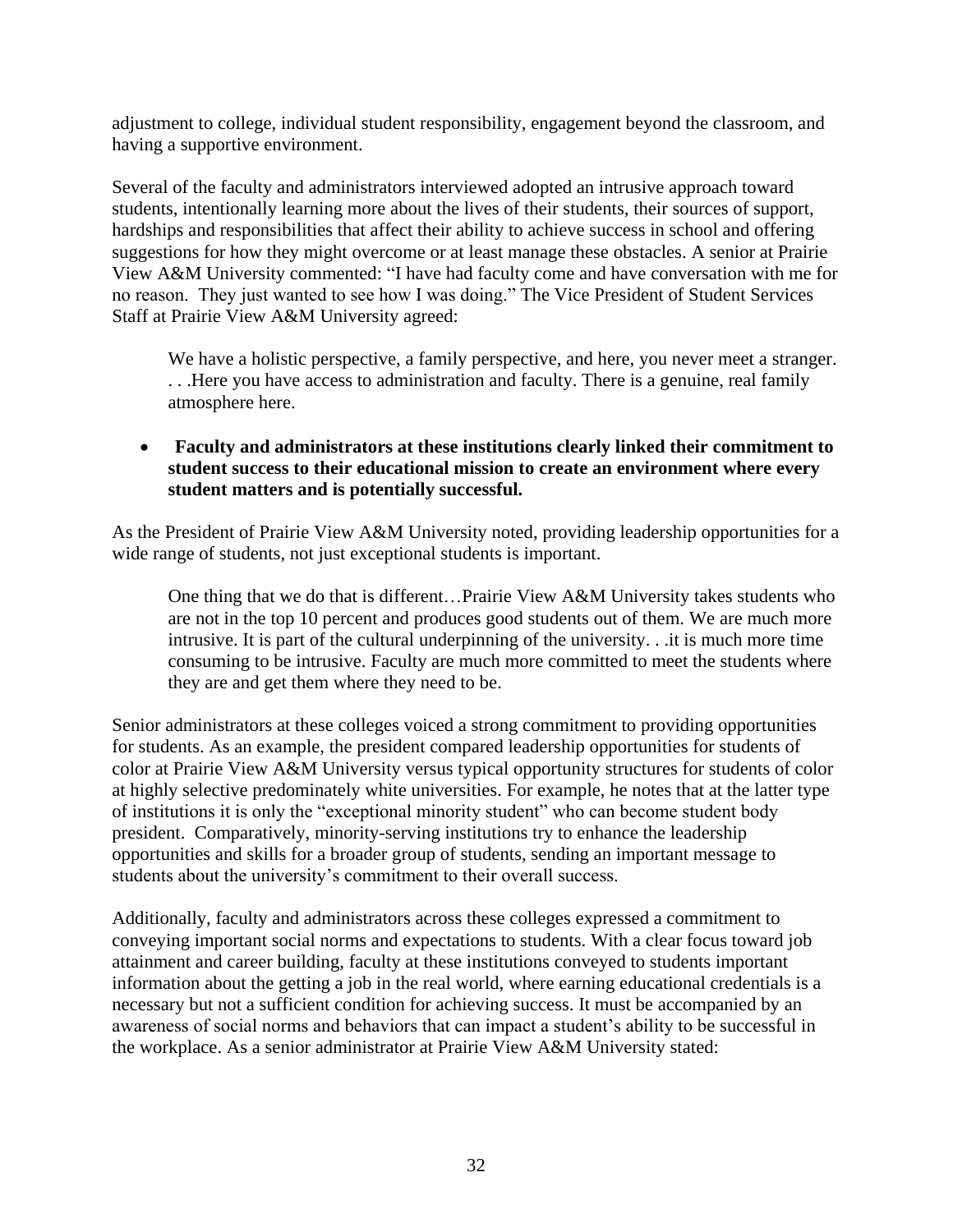adjustment to college, individual student responsibility, engagement beyond the classroom, and having a supportive environment.

Several of the faculty and administrators interviewed adopted an intrusive approach toward students, intentionally learning more about the lives of their students, their sources of support, hardships and responsibilities that affect their ability to achieve success in school and offering suggestions for how they might overcome or at least manage these obstacles. A senior at Prairie View A&M University commented: "I have had faculty come and have conversation with me for no reason. They just wanted to see how I was doing." The Vice President of Student Services Staff at Prairie View A&M University agreed:

> We have a holistic perspective, a family perspective, and here, you never meet a stranger. . . .Here you have access to administration and faculty. There is a genuine, real family atmosphere here.

- **Faculty and administrators at these institutions clearly linked their commitment to student success to their educational mission to create an environment where every student matters and is potentially successful.**

As the President of Prairie View A&M University noted, providing leadership opportunities for a wide range of students, not just exceptional students is important.

> One thing that we do that is different…Prairie View A&M University takes students who are not in the top 10 percent and produces good students out of them. We are much more intrusive. It is part of the cultural underpinning of the university. . .it is much more time consuming to be intrusive. Faculty are much more committed to meet the students where they are and get them where they need to be.

Senior administrators at these colleges voiced a strong commitment to providing opportunities for students. As an example, the president compared leadership opportunities for students of color at Prairie View A&M University versus typical opportunity structures for students of color at highly selective predominately white universities. For example, he notes that at the latter type of institutions it is only the "exceptional minority student" who can become student body president. Comparatively, minority-serving institutions try to enhance the leadership opportunities and skills for a broader group of students, sending an important message to students about the university's commitment to their overall success.

Additionally, faculty and administrators across these colleges expressed a commitment to conveying important social norms and expectations to students. With a clear focus toward job attainment and career building, faculty at these institutions conveyed to students important information about the getting a job in the real world, where earning educational credentials is a necessary but not a sufficient condition for achieving success. It must be accompanied by an awareness of social norms and behaviors that can impact a student's ability to be successful in the workplace. As a senior administrator at Prairie View A&M University stated: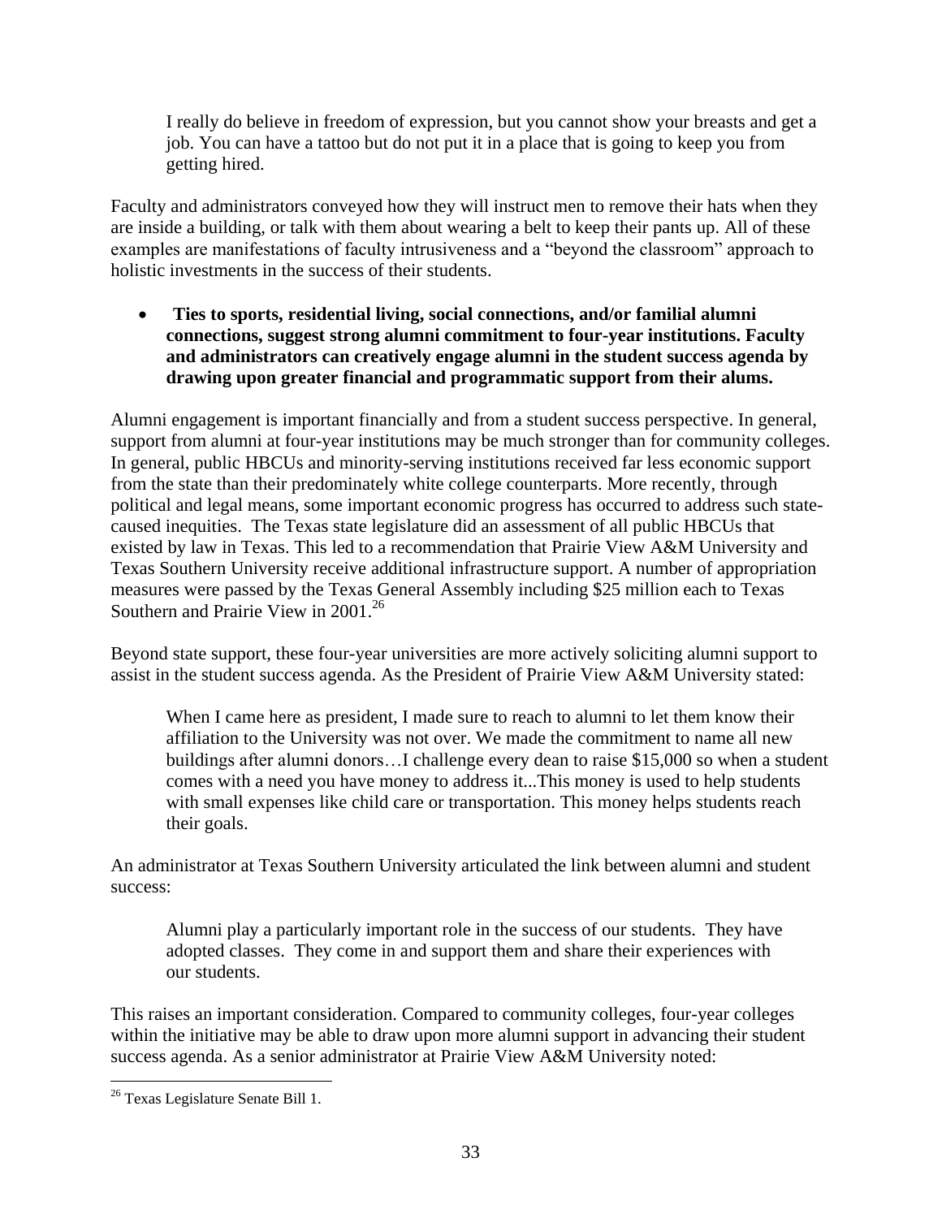> I really do believe in freedom of expression, but you cannot show your breasts and get a job. You can have a tattoo but do not put it in a place that is going to keep you from getting hired.

Faculty and administrators conveyed how they will instruct men to remove their hats when they are inside a building, or talk with them about wearing a belt to keep their pants up. All of these examples are manifestations of faculty intrusiveness and a "beyond the classroom" approach to holistic investments in the success of their students.

- **Ties to sports, residential living, social connections, and/or familial alumni connections, suggest strong alumni commitment to four-year institutions. Faculty and administrators can creatively engage alumni in the student success agenda by drawing upon greater financial and programmatic support from their alums.**

Alumni engagement is important financially and from a student success perspective. In general, support from alumni at four-year institutions may be much stronger than for community colleges. In general, public HBCUs and minority-serving institutions received far less economic support from the state than their predominately white college counterparts. More recently, through political and legal means, some important economic progress has occurred to address such state-caused inequities. The Texas state legislature did an assessment of all public HBCUs that existed by law in Texas. This led to a recommendation that Prairie View A&M University and Texas Southern University receive additional infrastructure support. A number of appropriation measures were passed by the Texas General Assembly including $25 million each to Texas Southern and Prairie View in 2001.[26]

Beyond state support, these four-year universities are more actively soliciting alumni support to assist in the student success agenda. As the President of Prairie View A&M University stated:

> When I came here as president, I made sure to reach to alumni to let them know their affiliation to the University was not over. We made the commitment to name all new buildings after alumni donors…I challenge every dean to raise $15,000 so when a student comes with a need you have money to address it...This money is used to help students with small expenses like child care or transportation. This money helps students reach their goals.

An administrator at Texas Southern University articulated the link between alumni and student success:

> Alumni play a particularly important role in the success of our students. They have adopted classes. They come in and support them and share their experiences with our students.

This raises an important consideration. Compared to community colleges, four-year colleges within the initiative may be able to draw upon more alumni support in advancing their student success agenda. As a senior administrator at Prairie View A&M University noted:

---

[26] Texas Legislature Senate Bill 1.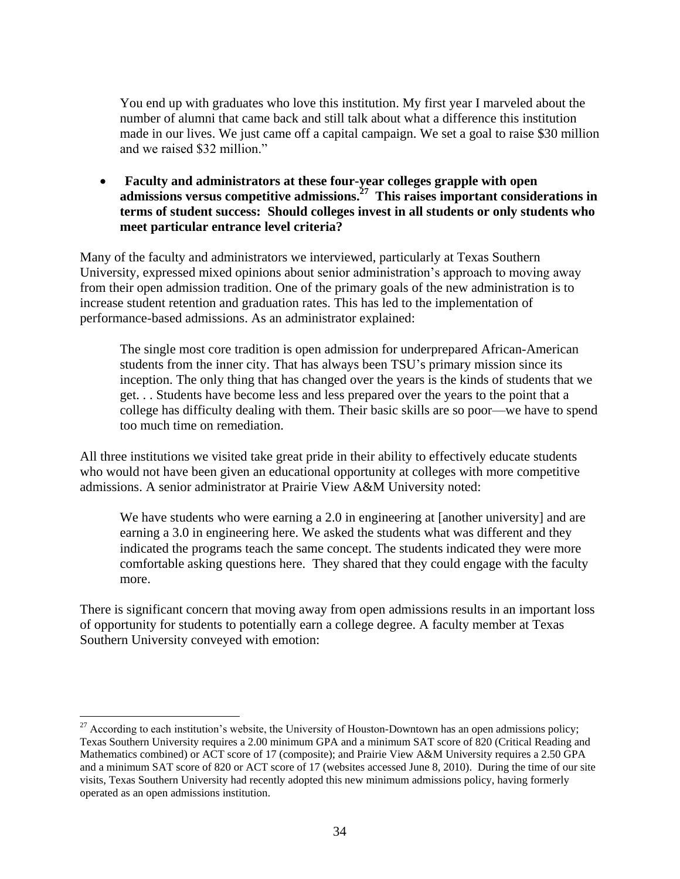> You end up with graduates who love this institution. My first year I marveled about the number of alumni that came back and still talk about what a difference this institution made in our lives. We just came off a capital campaign. We set a goal to raise $30 million and we raised $32 million."

- **Faculty and administrators at these four-year colleges grapple with open admissions versus competitive admissions.[27] This raises important considerations in terms of student success: Should colleges invest in all students or only students who meet particular entrance level criteria?**

Many of the faculty and administrators we interviewed, particularly at Texas Southern University, expressed mixed opinions about senior administration's approach to moving away from their open admission tradition. One of the primary goals of the new administration is to increase student retention and graduation rates. This has led to the implementation of performance-based admissions. As an administrator explained:

> The single most core tradition is open admission for underprepared African-American students from the inner city. That has always been TSU's primary mission since its inception. The only thing that has changed over the years is the kinds of students that we get. . . Students have become less and less prepared over the years to the point that a college has difficulty dealing with them. Their basic skills are so poor—we have to spend too much time on remediation.

All three institutions we visited take great pride in their ability to effectively educate students who would not have been given an educational opportunity at colleges with more competitive admissions. A senior administrator at Prairie View A&M University noted:

> We have students who were earning a 2.0 in engineering at [another university] and are earning a 3.0 in engineering here. We asked the students what was different and they indicated the programs teach the same concept. The students indicated they were more comfortable asking questions here. They shared that they could engage with the faculty more.

There is significant concern that moving away from open admissions results in an important loss of opportunity for students to potentially earn a college degree. A faculty member at Texas Southern University conveyed with emotion:

---

[27] According to each institution's website, the University of Houston-Downtown has an open admissions policy; Texas Southern University requires a 2.00 minimum GPA and a minimum SAT score of 820 (Critical Reading and Mathematics combined) or ACT score of 17 (composite); and Prairie View A&M University requires a 2.50 GPA and a minimum SAT score of 820 or ACT score of 17 (websites accessed June 8, 2010). During the time of our site visits, Texas Southern University had recently adopted this new minimum admissions policy, having formerly operated as an open admissions institution.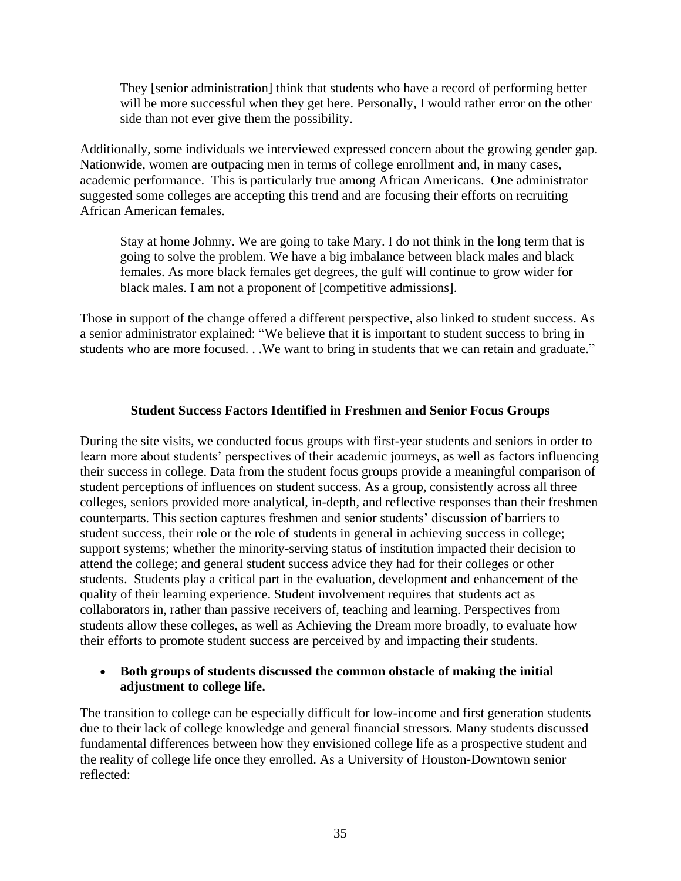> They [senior administration] think that students who have a record of performing better will be more successful when they get here. Personally, I would rather error on the other side than not ever give them the possibility.

Additionally, some individuals we interviewed expressed concern about the growing gender gap. Nationwide, women are outpacing men in terms of college enrollment and, in many cases, academic performance. This is particularly true among African Americans. One administrator suggested some colleges are accepting this trend and are focusing their efforts on recruiting African American females.

> Stay at home Johnny. We are going to take Mary. I do not think in the long term that is going to solve the problem. We have a big imbalance between black males and black females. As more black females get degrees, the gulf will continue to grow wider for black males. I am not a proponent of [competitive admissions].

Those in support of the change offered a different perspective, also linked to student success. As a senior administrator explained: "We believe that it is important to student success to bring in students who are more focused. . .We want to bring in students that we can retain and graduate."

### Student Success Factors Identified in Freshmen and Senior Focus Groups

During the site visits, we conducted focus groups with first-year students and seniors in order to learn more about students' perspectives of their academic journeys, as well as factors influencing their success in college. Data from the student focus groups provide a meaningful comparison of student perceptions of influences on student success. As a group, consistently across all three colleges, seniors provided more analytical, in-depth, and reflective responses than their freshmen counterparts. This section captures freshmen and senior students' discussion of barriers to student success, their role or the role of students in general in achieving success in college; support systems; whether the minority-serving status of institution impacted their decision to attend the college; and general student success advice they had for their colleges or other students. Students play a critical part in the evaluation, development and enhancement of the quality of their learning experience. Student involvement requires that students act as collaborators in, rather than passive receivers of, teaching and learning. Perspectives from students allow these colleges, as well as Achieving the Dream more broadly, to evaluate how their efforts to promote student success are perceived by and impacting their students.

- **Both groups of students discussed the common obstacle of making the initial adjustment to college life.**

The transition to college can be especially difficult for low-income and first generation students due to their lack of college knowledge and general financial stressors. Many students discussed fundamental differences between how they envisioned college life as a prospective student and the reality of college life once they enrolled. As a University of Houston-Downtown senior reflected: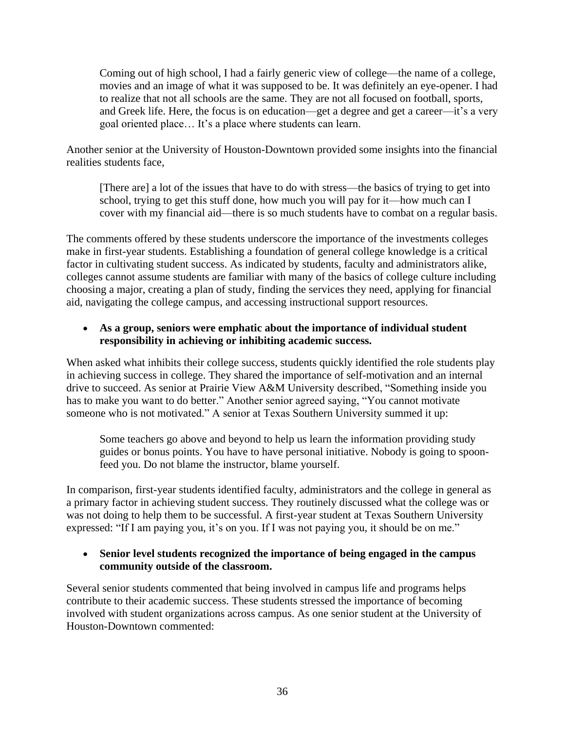> Coming out of high school, I had a fairly generic view of college—the name of a college, movies and an image of what it was supposed to be. It was definitely an eye-opener. I had to realize that not all schools are the same. They are not all focused on football, sports, and Greek life. Here, the focus is on education—get a degree and get a career—it's a very goal oriented place… It's a place where students can learn.

Another senior at the University of Houston-Downtown provided some insights into the financial realities students face,

> [There are] a lot of the issues that have to do with stress—the basics of trying to get into school, trying to get this stuff done, how much you will pay for it—how much can I cover with my financial aid—there is so much students have to combat on a regular basis.

The comments offered by these students underscore the importance of the investments colleges make in first-year students. Establishing a foundation of general college knowledge is a critical factor in cultivating student success. As indicated by students, faculty and administrators alike, colleges cannot assume students are familiar with many of the basics of college culture including choosing a major, creating a plan of study, finding the services they need, applying for financial aid, navigating the college campus, and accessing instructional support resources.

- **As a group, seniors were emphatic about the importance of individual student responsibility in achieving or inhibiting academic success.**

When asked what inhibits their college success, students quickly identified the role students play in achieving success in college. They shared the importance of self-motivation and an internal drive to succeed. As senior at Prairie View A&M University described, "Something inside you has to make you want to do better." Another senior agreed saying, "You cannot motivate someone who is not motivated." A senior at Texas Southern University summed it up:

> Some teachers go above and beyond to help us learn the information providing study guides or bonus points. You have to have personal initiative. Nobody is going to spoon-feed you. Do not blame the instructor, blame yourself.

In comparison, first-year students identified faculty, administrators and the college in general as a primary factor in achieving student success. They routinely discussed what the college was or was not doing to help them to be successful. A first-year student at Texas Southern University expressed: "If I am paying you, it's on you. If I was not paying you, it should be on me."

- **Senior level students recognized the importance of being engaged in the campus community outside of the classroom.**

Several senior students commented that being involved in campus life and programs helps contribute to their academic success. These students stressed the importance of becoming involved with student organizations across campus. As one senior student at the University of Houston-Downtown commented: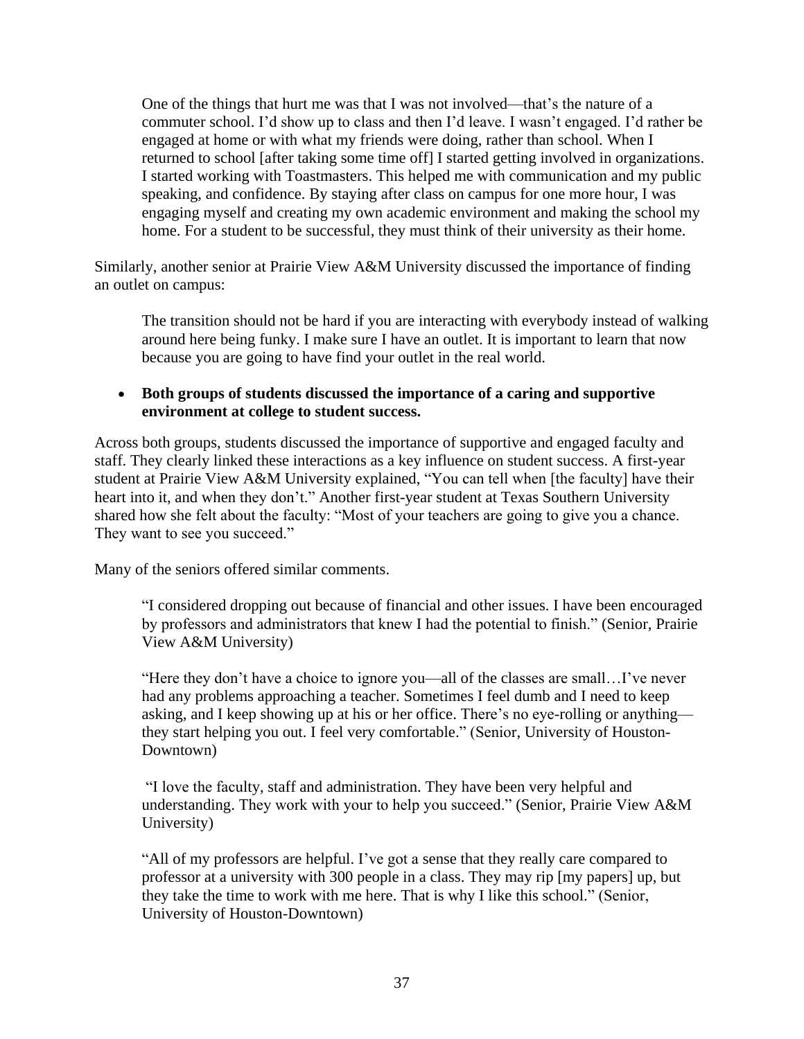> One of the things that hurt me was that I was not involved—that's the nature of a commuter school. I'd show up to class and then I'd leave. I wasn't engaged. I'd rather be engaged at home or with what my friends were doing, rather than school. When I returned to school [after taking some time off] I started getting involved in organizations. I started working with Toastmasters. This helped me with communication and my public speaking, and confidence. By staying after class on campus for one more hour, I was engaging myself and creating my own academic environment and making the school my home. For a student to be successful, they must think of their university as their home.

Similarly, another senior at Prairie View A&M University discussed the importance of finding an outlet on campus:

> The transition should not be hard if you are interacting with everybody instead of walking around here being funky. I make sure I have an outlet. It is important to learn that now because you are going to have find your outlet in the real world.

- **Both groups of students discussed the importance of a caring and supportive environment at college to student success.**

Across both groups, students discussed the importance of supportive and engaged faculty and staff. They clearly linked these interactions as a key influence on student success. A first-year student at Prairie View A&M University explained, "You can tell when [the faculty] have their heart into it, and when they don't." Another first-year student at Texas Southern University shared how she felt about the faculty: "Most of your teachers are going to give you a chance. They want to see you succeed."

Many of the seniors offered similar comments.

> "I considered dropping out because of financial and other issues. I have been encouraged by professors and administrators that knew I had the potential to finish." (Senior, Prairie View A&M University)

> "Here they don't have a choice to ignore you—all of the classes are small…I've never had any problems approaching a teacher. Sometimes I feel dumb and I need to keep asking, and I keep showing up at his or her office. There's no eye-rolling or anything—they start helping you out. I feel very comfortable." (Senior, University of Houston-Downtown)

> "I love the faculty, staff and administration. They have been very helpful and understanding. They work with your to help you succeed." (Senior, Prairie View A&M University)

> "All of my professors are helpful. I've got a sense that they really care compared to professor at a university with 300 people in a class. They may rip [my papers] up, but they take the time to work with me here. That is why I like this school." (Senior, University of Houston-Downtown)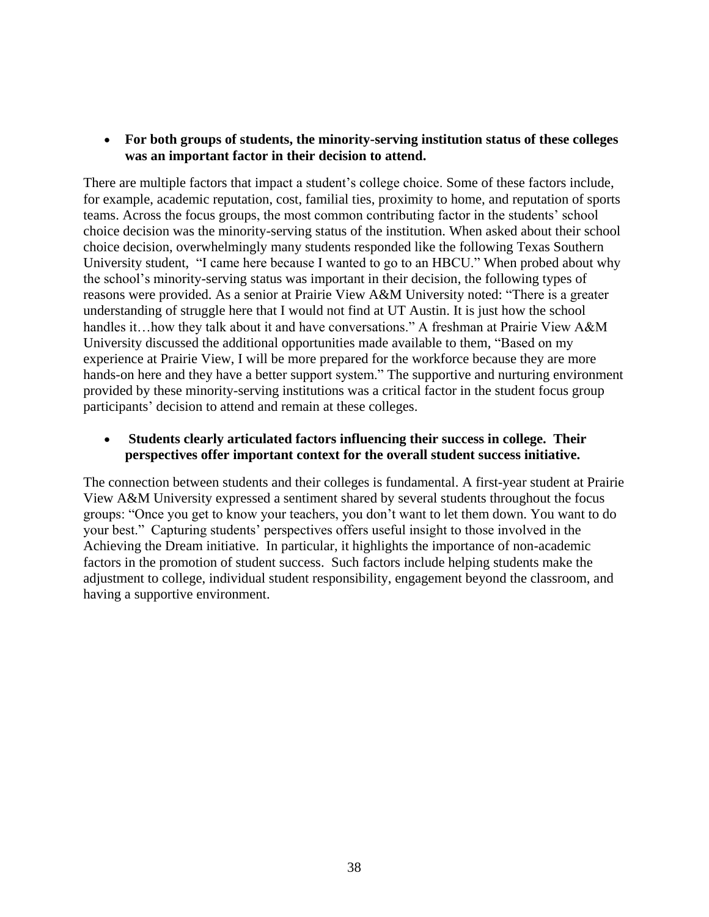- **For both groups of students, the minority-serving institution status of these colleges was an important factor in their decision to attend.**

There are multiple factors that impact a student's college choice. Some of these factors include, for example, academic reputation, cost, familial ties, proximity to home, and reputation of sports teams. Across the focus groups, the most common contributing factor in the students' school choice decision was the minority-serving status of the institution. When asked about their school choice decision, overwhelmingly many students responded like the following Texas Southern University student, "I came here because I wanted to go to an HBCU." When probed about why the school's minority-serving status was important in their decision, the following types of reasons were provided. As a senior at Prairie View A&M University noted: "There is a greater understanding of struggle here that I would not find at UT Austin. It is just how the school handles it…how they talk about it and have conversations." A freshman at Prairie View A&M University discussed the additional opportunities made available to them, "Based on my experience at Prairie View, I will be more prepared for the workforce because they are more hands-on here and they have a better support system." The supportive and nurturing environment provided by these minority-serving institutions was a critical factor in the student focus group participants' decision to attend and remain at these colleges.

- **Students clearly articulated factors influencing their success in college. Their perspectives offer important context for the overall student success initiative.**

The connection between students and their colleges is fundamental. A first-year student at Prairie View A&M University expressed a sentiment shared by several students throughout the focus groups: "Once you get to know your teachers, you don't want to let them down. You want to do your best." Capturing students' perspectives offers useful insight to those involved in the Achieving the Dream initiative. In particular, it highlights the importance of non-academic factors in the promotion of student success. Such factors include helping students make the adjustment to college, individual student responsibility, engagement beyond the classroom, and having a supportive environment.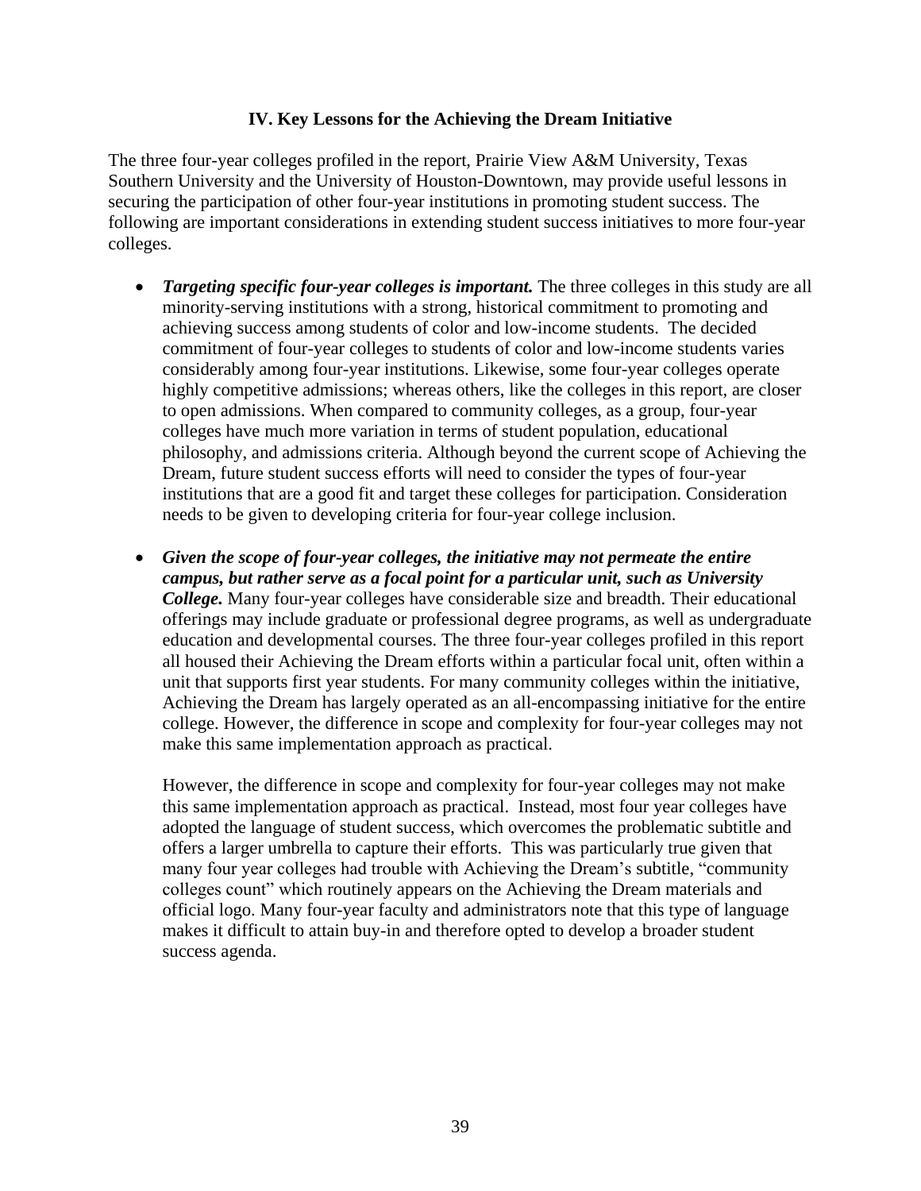## IV. Key Lessons for the Achieving the Dream Initiative

The three four-year colleges profiled in the report, Prairie View A&M University, Texas Southern University and the University of Houston-Downtown, may provide useful lessons in securing the participation of other four-year institutions in promoting student success. The following are important considerations in extending student success initiatives to more four-year colleges.

- ***Targeting specific four-year colleges is important.*** The three colleges in this study are all minority-serving institutions with a strong, historical commitment to promoting and achieving success among students of color and low-income students. The decided commitment of four-year colleges to students of color and low-income students varies considerably among four-year institutions. Likewise, some four-year colleges operate highly competitive admissions; whereas others, like the colleges in this report, are closer to open admissions. When compared to community colleges, as a group, four-year colleges have much more variation in terms of student population, educational philosophy, and admissions criteria. Although beyond the current scope of Achieving the Dream, future student success efforts will need to consider the types of four-year institutions that are a good fit and target these colleges for participation. Consideration needs to be given to developing criteria for four-year college inclusion.

- ***Given the scope of four-year colleges, the initiative may not permeate the entire campus, but rather serve as a focal point for a particular unit, such as University College.*** Many four-year colleges have considerable size and breadth. Their educational offerings may include graduate or professional degree programs, as well as undergraduate education and developmental courses. The three four-year colleges profiled in this report all housed their Achieving the Dream efforts within a particular focal unit, often within a unit that supports first year students. For many community colleges within the initiative, Achieving the Dream has largely operated as an all-encompassing initiative for the entire college. However, the difference in scope and complexity for four-year colleges may not make this same implementation approach as practical.

  However, the difference in scope and complexity for four-year colleges may not make this same implementation approach as practical. Instead, most four year colleges have adopted the language of student success, which overcomes the problematic subtitle and offers a larger umbrella to capture their efforts. This was particularly true given that many four year colleges had trouble with Achieving the Dream's subtitle, "community colleges count" which routinely appears on the Achieving the Dream materials and official logo. Many four-year faculty and administrators note that this type of language makes it difficult to attain buy-in and therefore opted to develop a broader student success agenda.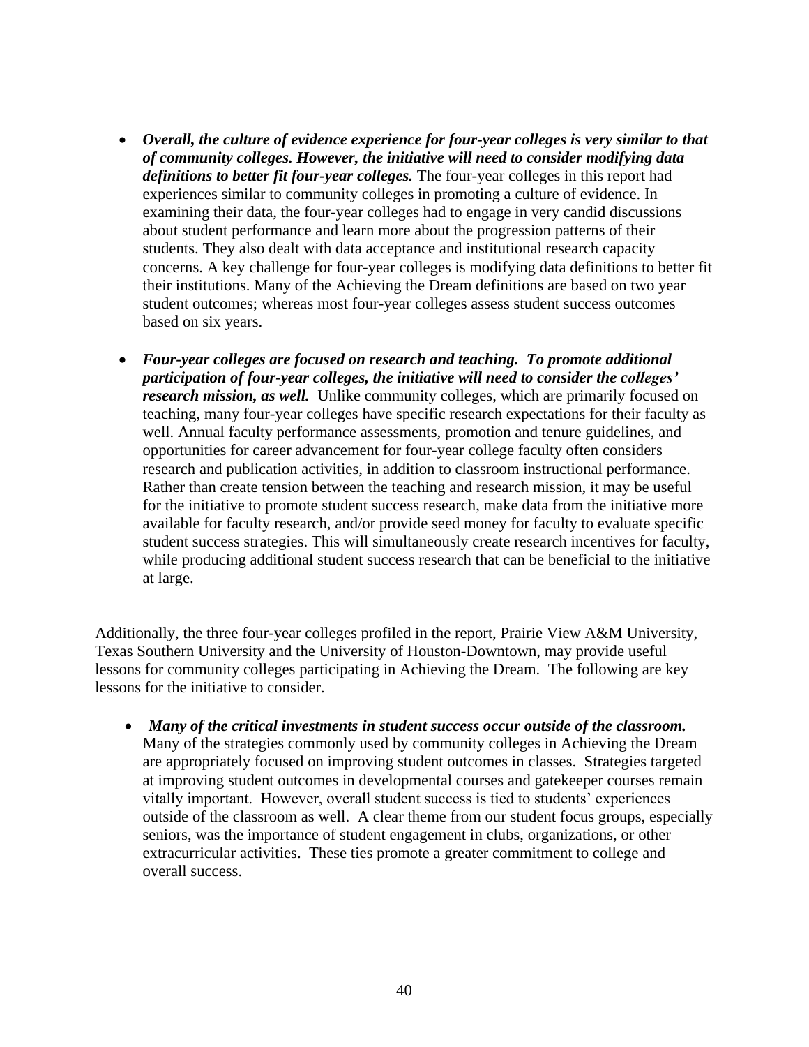- ***Overall, the culture of evidence experience for four-year colleges is very similar to that of community colleges. However, the initiative will need to consider modifying data definitions to better fit four-year colleges.*** The four-year colleges in this report had experiences similar to community colleges in promoting a culture of evidence. In examining their data, the four-year colleges had to engage in very candid discussions about student performance and learn more about the progression patterns of their students. They also dealt with data acceptance and institutional research capacity concerns. A key challenge for four-year colleges is modifying data definitions to better fit their institutions. Many of the Achieving the Dream definitions are based on two year student outcomes; whereas most four-year colleges assess student success outcomes based on six years.

- ***Four-year colleges are focused on research and teaching. To promote additional participation of four-year colleges, the initiative will need to consider the colleges' research mission, as well.*** Unlike community colleges, which are primarily focused on teaching, many four-year colleges have specific research expectations for their faculty as well. Annual faculty performance assessments, promotion and tenure guidelines, and opportunities for career advancement for four-year college faculty often considers research and publication activities, in addition to classroom instructional performance. Rather than create tension between the teaching and research mission, it may be useful for the initiative to promote student success research, make data from the initiative more available for faculty research, and/or provide seed money for faculty to evaluate specific student success strategies. This will simultaneously create research incentives for faculty, while producing additional student success research that can be beneficial to the initiative at large.

Additionally, the three four-year colleges profiled in the report, Prairie View A&M University, Texas Southern University and the University of Houston-Downtown, may provide useful lessons for community colleges participating in Achieving the Dream. The following are key lessons for the initiative to consider.

- ***Many of the critical investments in student success occur outside of the classroom.*** Many of the strategies commonly used by community colleges in Achieving the Dream are appropriately focused on improving student outcomes in classes. Strategies targeted at improving student outcomes in developmental courses and gatekeeper courses remain vitally important. However, overall student success is tied to students' experiences outside of the classroom as well. A clear theme from our student focus groups, especially seniors, was the importance of student engagement in clubs, organizations, or other extracurricular activities. These ties promote a greater commitment to college and overall success.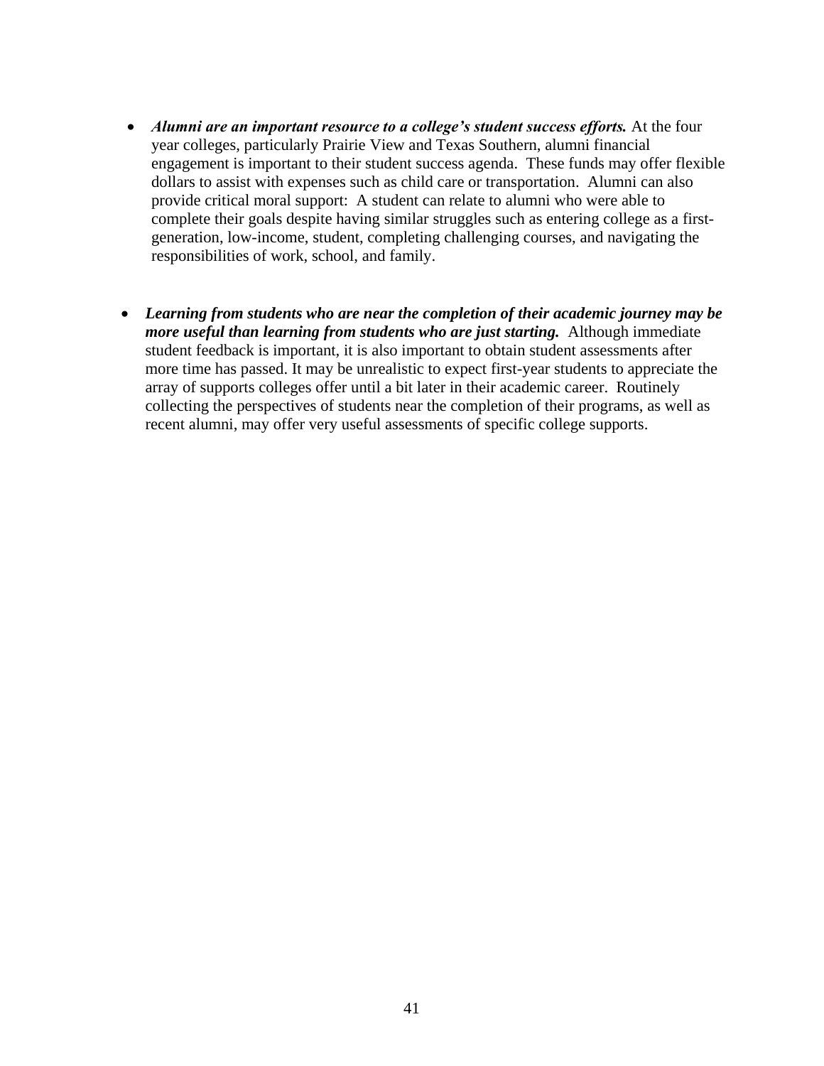- ***Alumni are an important resource to a college's student success efforts.*** At the four year colleges, particularly Prairie View and Texas Southern, alumni financial engagement is important to their student success agenda. These funds may offer flexible dollars to assist with expenses such as child care or transportation. Alumni can also provide critical moral support: A student can relate to alumni who were able to complete their goals despite having similar struggles such as entering college as a first-generation, low-income, student, completing challenging courses, and navigating the responsibilities of work, school, and family.

- ***Learning from students who are near the completion of their academic journey may be more useful than learning from students who are just starting.*** Although immediate student feedback is important, it is also important to obtain student assessments after more time has passed. It may be unrealistic to expect first-year students to appreciate the array of supports colleges offer until a bit later in their academic career. Routinely collecting the perspectives of students near the completion of their programs, as well as recent alumni, may offer very useful assessments of specific college supports.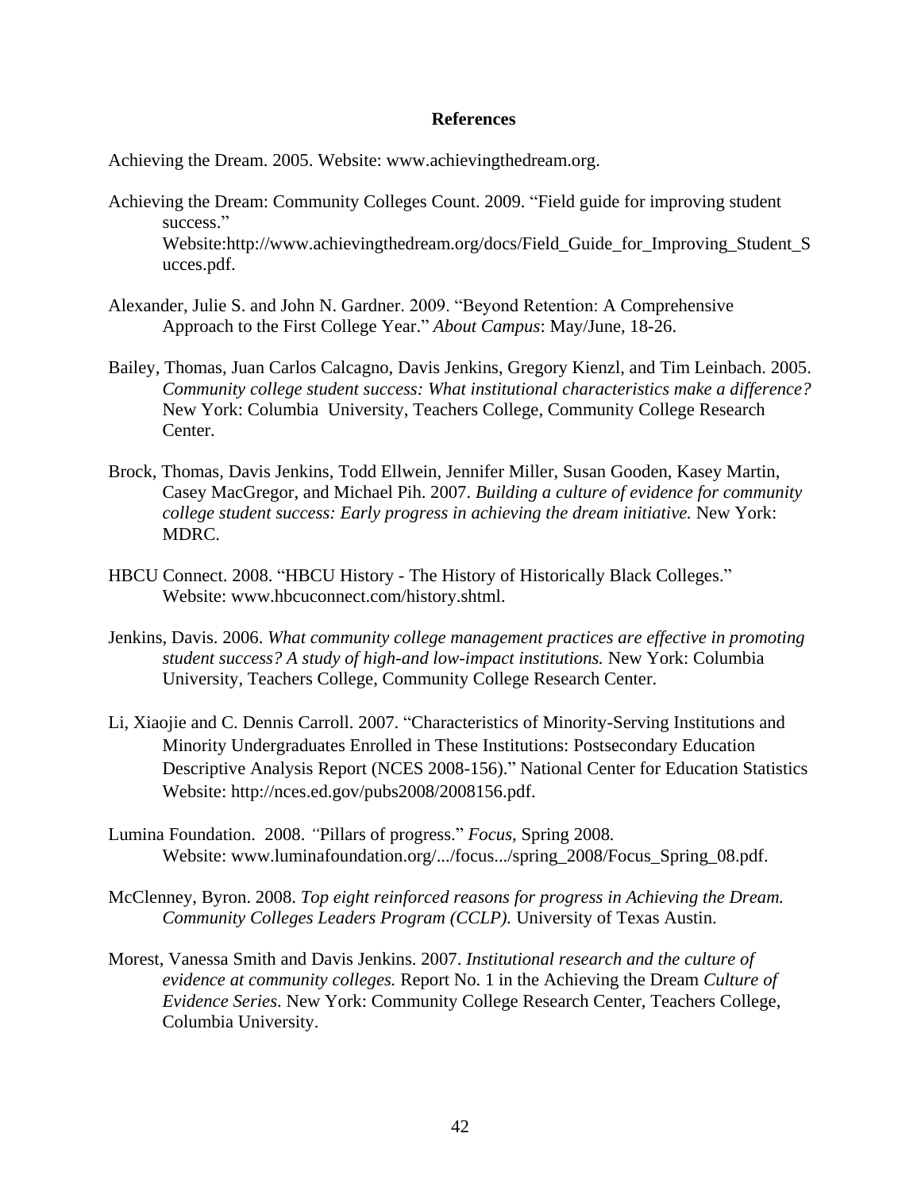# References

Achieving the Dream. 2005. Website: www.achievingthedream.org.

Achieving the Dream: Community Colleges Count. 2009. "Field guide for improving student success." Website:http://www.achievingthedream.org/docs/Field_Guide_for_Improving_Student_Succes.pdf.

Alexander, Julie S. and John N. Gardner. 2009. "Beyond Retention: A Comprehensive Approach to the First College Year." *About Campus*: May/June, 18-26.

Bailey, Thomas, Juan Carlos Calcagno, Davis Jenkins, Gregory Kienzl, and Tim Leinbach. 2005. *Community college student success: What institutional characteristics make a difference?* New York: Columbia University, Teachers College, Community College Research Center.

Brock, Thomas, Davis Jenkins, Todd Ellwein, Jennifer Miller, Susan Gooden, Kasey Martin, Casey MacGregor, and Michael Pih. 2007. *Building a culture of evidence for community college student success: Early progress in achieving the dream initiative.* New York: MDRC.

HBCU Connect. 2008. "HBCU History - The History of Historically Black Colleges." Website: www.hbcuconnect.com/history.shtml.

Jenkins, Davis. 2006. *What community college management practices are effective in promoting student success? A study of high-and low-impact institutions.* New York: Columbia University, Teachers College, Community College Research Center.

Li, Xiaojie and C. Dennis Carroll. 2007. "Characteristics of Minority-Serving Institutions and Minority Undergraduates Enrolled in These Institutions: Postsecondary Education Descriptive Analysis Report (NCES 2008-156)." National Center for Education Statistics Website: http://nces.ed.gov/pubs2008/2008156.pdf.

Lumina Foundation. 2008. "Pillars of progress." *Focus,* Spring 2008. Website: www.luminafoundation.org/.../focus.../spring_2008/Focus_Spring_08.pdf.

McClenney, Byron. 2008. *Top eight reinforced reasons for progress in Achieving the Dream. Community Colleges Leaders Program (CCLP).* University of Texas Austin.

Morest, Vanessa Smith and Davis Jenkins. 2007. *Institutional research and the culture of evidence at community colleges.* Report No. 1 in the Achieving the Dream *Culture of Evidence Series*. New York: Community College Research Center, Teachers College, Columbia University.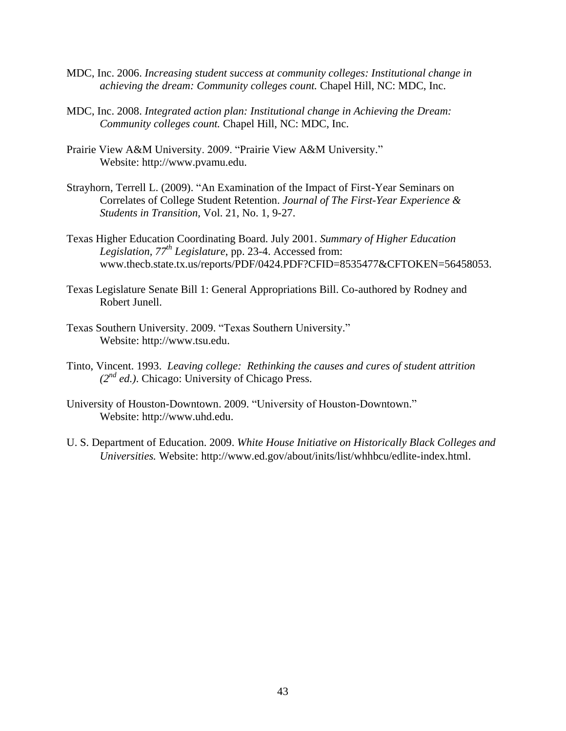MDC, Inc. 2006. *Increasing student success at community colleges: Institutional change in achieving the dream: Community colleges count.* Chapel Hill, NC: MDC, Inc.

MDC, Inc. 2008. *Integrated action plan: Institutional change in Achieving the Dream: Community colleges count.* Chapel Hill, NC: MDC, Inc.

Prairie View A&M University. 2009. "Prairie View A&M University." Website: http://www.pvamu.edu.

Strayhorn, Terrell L. (2009). "An Examination of the Impact of First-Year Seminars on Correlates of College Student Retention. *Journal of The First-Year Experience & Students in Transition*, Vol. 21, No. 1, 9-27.

Texas Higher Education Coordinating Board. July 2001. *Summary of Higher Education Legislation, 77th Legislature*, pp. 23-4. Accessed from: www.thecb.state.tx.us/reports/PDF/0424.PDF?CFID=8535477&CFTOKEN=56458053.

Texas Legislature Senate Bill 1: General Appropriations Bill. Co-authored by Rodney and Robert Junell.

Texas Southern University. 2009. "Texas Southern University." Website: http://www.tsu.edu.

Tinto, Vincent. 1993. *Leaving college: Rethinking the causes and cures of student attrition (2nd ed.)*. Chicago: University of Chicago Press.

University of Houston-Downtown. 2009. "University of Houston-Downtown." Website: http://www.uhd.edu.

U. S. Department of Education. 2009. *White House Initiative on Historically Black Colleges and Universities.* Website: http://www.ed.gov/about/inits/list/whhbcu/edlite-index.html.